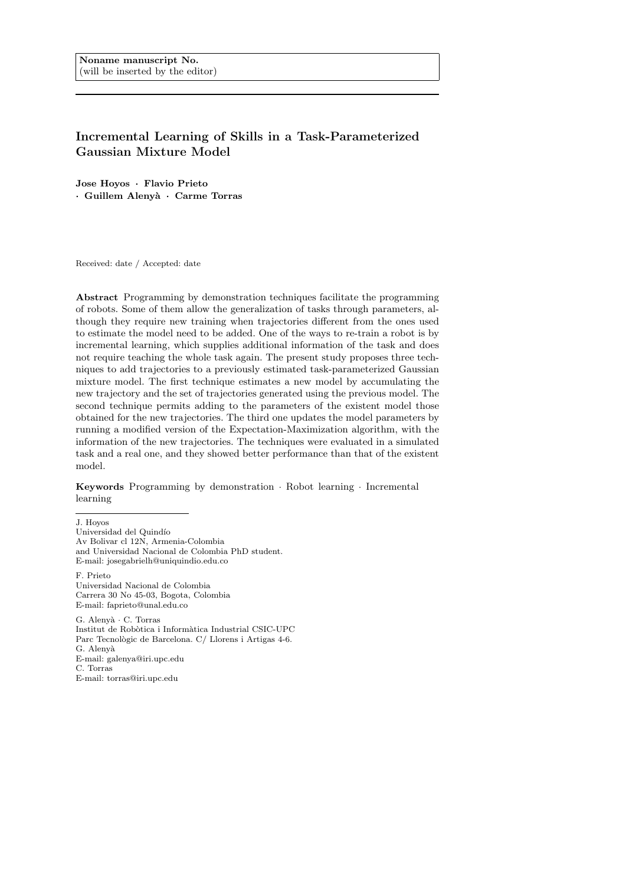**Noname manuscript No.**
(will be inserted by the editor)

# Incremental Learning of Skills in a Task-Parameterized Gaussian Mixture Model

**Jose Hoyos · Flavio Prieto · Guillem Alenyà · Carme Torras**

Received: date / Accepted: date

**Abstract** Programming by demonstration techniques facilitate the programming of robots. Some of them allow the generalization of tasks through parameters, although they require new training when trajectories different from the ones used to estimate the model need to be added. One of the ways to re-train a robot is by incremental learning, which supplies additional information of the task and does not require teaching the whole task again. The present study proposes three techniques to add trajectories to a previously estimated task-parameterized Gaussian mixture model. The first technique estimates a new model by accumulating the new trajectory and the set of trajectories generated using the previous model. The second technique permits adding to the parameters of the existent model those obtained for the new trajectories. The third one updates the model parameters by running a modified version of the Expectation-Maximization algorithm, with the information of the new trajectories. The techniques were evaluated in a simulated task and a real one, and they showed better performance than that of the existent model.

**Keywords** Programming by demonstration · Robot learning · Incremental learning

J. Hoyos
Universidad del Quindío
Av Bolivar cl 12N, Armenia-Colombia
and Universidad Nacional de Colombia PhD student.
E-mail: josegabrielh@uniquindio.edu.co

F. Prieto
Universidad Nacional de Colombia
Carrera 30 No 45-03, Bogota, Colombia
E-mail: faprieto@unal.edu.co

G. Alenyà · C. Torras
Institut de Robòtica i Informàtica Industrial CSIC-UPC
Parc Tecnològic de Barcelona. C/ Llorens i Artigas 4-6.
G. Alenyà
E-mail: galenya@iri.upc.edu
C. Torras
E-mail: torras@iri.upc.edu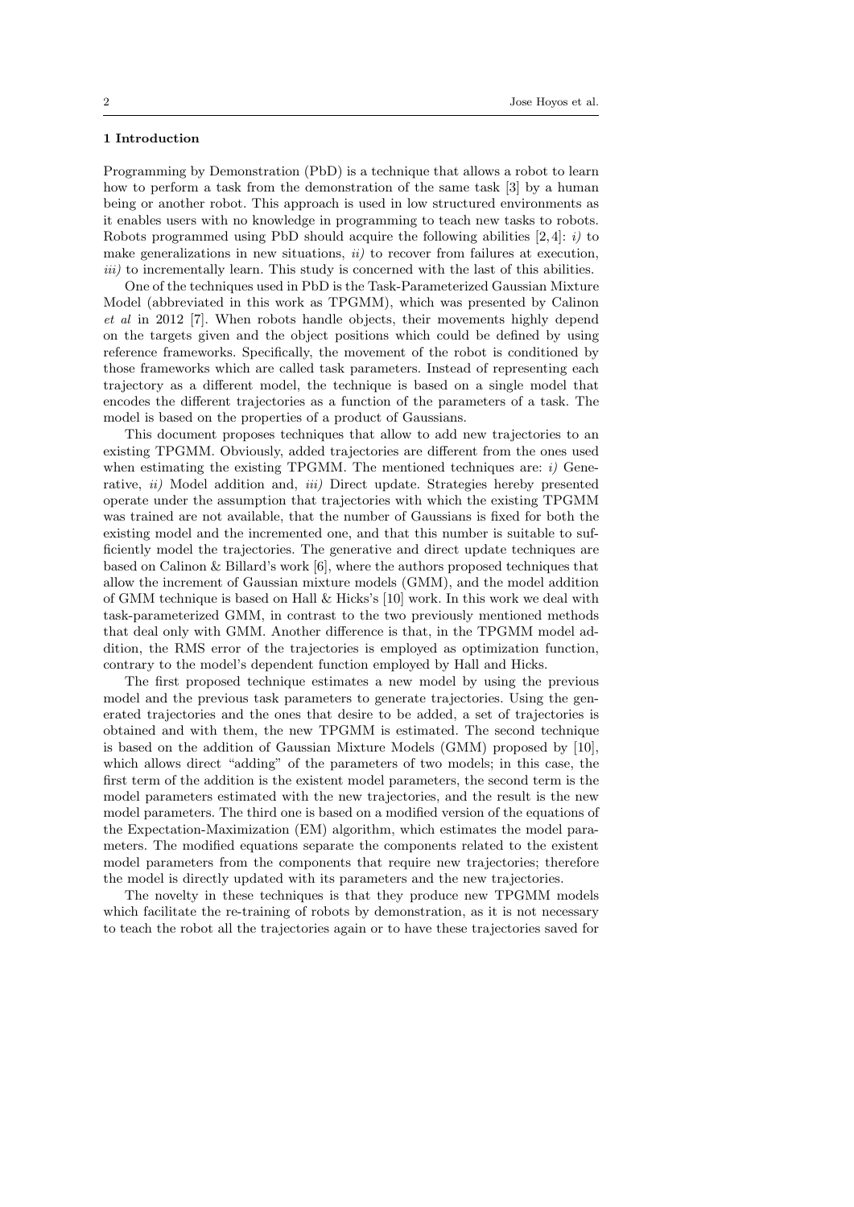## 1 Introduction

Programming by Demonstration (PbD) is a technique that allows a robot to learn how to perform a task from the demonstration of the same task [3] by a human being or another robot. This approach is used in low structured environments as it enables users with no knowledge in programming to teach new tasks to robots. Robots programmed using PbD should acquire the following abilities [2, 4]: *i)* to make generalizations in new situations, *ii)* to recover from failures at execution, *iii)* to incrementally learn. This study is concerned with the last of this abilities.

One of the techniques used in PbD is the Task-Parameterized Gaussian Mixture Model (abbreviated in this work as TPGMM), which was presented by Calinon *et al* in 2012 [7]. When robots handle objects, their movements highly depend on the targets given and the object positions which could be defined by using reference frameworks. Specifically, the movement of the robot is conditioned by those frameworks which are called task parameters. Instead of representing each trajectory as a different model, the technique is based on a single model that encodes the different trajectories as a function of the parameters of a task. The model is based on the properties of a product of Gaussians.

This document proposes techniques that allow to add new trajectories to an existing TPGMM. Obviously, added trajectories are different from the ones used when estimating the existing TPGMM. The mentioned techniques are: *i)* Generative, *ii)* Model addition and, *iii)* Direct update. Strategies hereby presented operate under the assumption that trajectories with which the existing TPGMM was trained are not available, that the number of Gaussians is fixed for both the existing model and the incremented one, and that this number is suitable to sufficiently model the trajectories. The generative and direct update techniques are based on Calinon & Billard's work [6], where the authors proposed techniques that allow the increment of Gaussian mixture models (GMM), and the model addition of GMM technique is based on Hall & Hicks's [10] work. In this work we deal with task-parameterized GMM, in contrast to the two previously mentioned methods that deal only with GMM. Another difference is that, in the TPGMM model addition, the RMS error of the trajectories is employed as optimization function, contrary to the model's dependent function employed by Hall and Hicks.

The first proposed technique estimates a new model by using the previous model and the previous task parameters to generate trajectories. Using the generated trajectories and the ones that desire to be added, a set of trajectories is obtained and with them, the new TPGMM is estimated. The second technique is based on the addition of Gaussian Mixture Models (GMM) proposed by [10], which allows direct "adding" of the parameters of two models; in this case, the first term of the addition is the existent model parameters, the second term is the model parameters estimated with the new trajectories, and the result is the new model parameters. The third one is based on a modified version of the equations of the Expectation-Maximization (EM) algorithm, which estimates the model parameters. The modified equations separate the components related to the existent model parameters from the components that require new trajectories; therefore the model is directly updated with its parameters and the new trajectories.

The novelty in these techniques is that they produce new TPGMM models which facilitate the re-training of robots by demonstration, as it is not necessary to teach the robot all the trajectories again or to have these trajectories saved for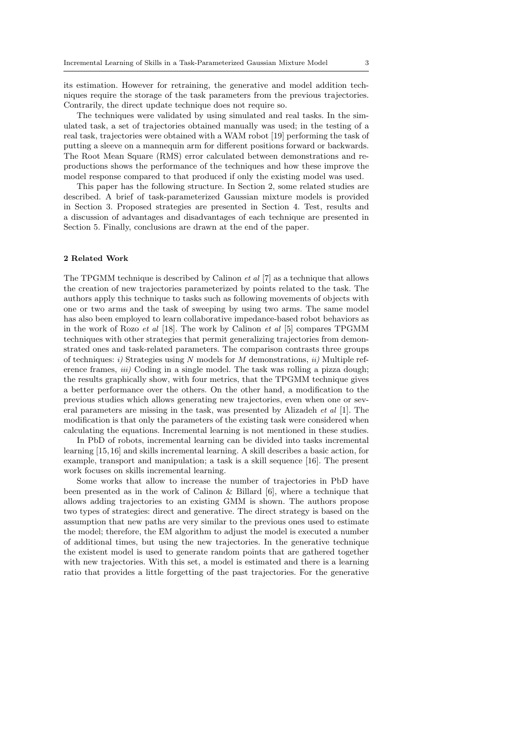its estimation. However for retraining, the generative and model addition techniques require the storage of the task parameters from the previous trajectories. Contrarily, the direct update technique does not require so.

The techniques were validated by using simulated and real tasks. In the simulated task, a set of trajectories obtained manually was used; in the testing of a real task, trajectories were obtained with a WAM robot [19] performing the task of putting a sleeve on a mannequin arm for different positions forward or backwards. The Root Mean Square (RMS) error calculated between demonstrations and reproductions shows the performance of the techniques and how these improve the model response compared to that produced if only the existing model was used.

This paper has the following structure. In Section 2, some related studies are described. A brief of task-parameterized Gaussian mixture models is provided in Section 3. Proposed strategies are presented in Section 4. Test, results and a discussion of advantages and disadvantages of each technique are presented in Section 5. Finally, conclusions are drawn at the end of the paper.

## 2 Related Work

The TPGMM technique is described by Calinon *et al* [7] as a technique that allows the creation of new trajectories parameterized by points related to the task. The authors apply this technique to tasks such as following movements of objects with one or two arms and the task of sweeping by using two arms. The same model has also been employed to learn collaborative impedance-based robot behaviors as in the work of Rozo *et al* [18]. The work by Calinon *et al* [5] compares TPGMM techniques with other strategies that permit generalizing trajectories from demonstrated ones and task-related parameters. The comparison contrasts three groups of techniques: *i)* Strategies using $N$ models for $M$ demonstrations, *ii)* Multiple reference frames, *iii)* Coding in a single model. The task was rolling a pizza dough; the results graphically show, with four metrics, that the TPGMM technique gives a better performance over the others. On the other hand, a modification to the previous studies which allows generating new trajectories, even when one or several parameters are missing in the task, was presented by Alizadeh *et al* [1]. The modification is that only the parameters of the existing task were considered when calculating the equations. Incremental learning is not mentioned in these studies.

In PbD of robots, incremental learning can be divided into tasks incremental learning [15, 16] and skills incremental learning. A skill describes a basic action, for example, transport and manipulation; a task is a skill sequence [16]. The present work focuses on skills incremental learning.

Some works that allow to increase the number of trajectories in PbD have been presented as in the work of Calinon & Billard [6], where a technique that allows adding trajectories to an existing GMM is shown. The authors propose two types of strategies: direct and generative. The direct strategy is based on the assumption that new paths are very similar to the previous ones used to estimate the model; therefore, the EM algorithm to adjust the model is executed a number of additional times, but using the new trajectories. In the generative technique the existent model is used to generate random points that are gathered together with new trajectories. With this set, a model is estimated and there is a learning ratio that provides a little forgetting of the past trajectories. For the generative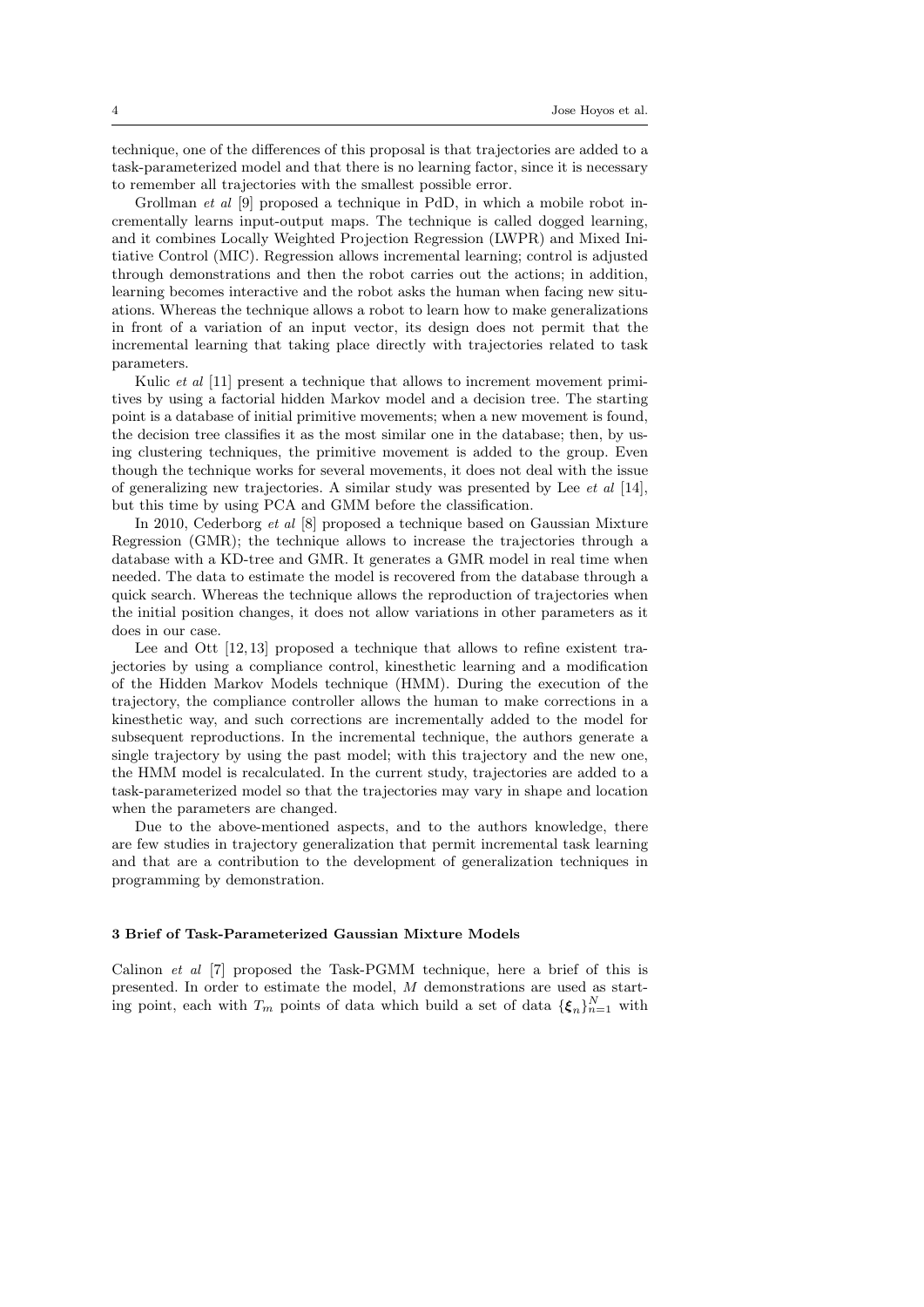technique, one of the differences of this proposal is that trajectories are added to a task-parameterized model and that there is no learning factor, since it is necessary to remember all trajectories with the smallest possible error.

Grollman *et al* [9] proposed a technique in PdD, in which a mobile robot incrementally learns input-output maps. The technique is called dogged learning, and it combines Locally Weighted Projection Regression (LWPR) and Mixed Initiative Control (MIC). Regression allows incremental learning; control is adjusted through demonstrations and then the robot carries out the actions; in addition, learning becomes interactive and the robot asks the human when facing new situations. Whereas the technique allows a robot to learn how to make generalizations in front of a variation of an input vector, its design does not permit that the incremental learning that taking place directly with trajectories related to task parameters.

Kulic *et al* [11] present a technique that allows to increment movement primitives by using a factorial hidden Markov model and a decision tree. The starting point is a database of initial primitive movements; when a new movement is found, the decision tree classifies it as the most similar one in the database; then, by using clustering techniques, the primitive movement is added to the group. Even though the technique works for several movements, it does not deal with the issue of generalizing new trajectories. A similar study was presented by Lee *et al* [14], but this time by using PCA and GMM before the classification.

In 2010, Cederborg *et al* [8] proposed a technique based on Gaussian Mixture Regression (GMR); the technique allows to increase the trajectories through a database with a KD-tree and GMR. It generates a GMR model in real time when needed. The data to estimate the model is recovered from the database through a quick search. Whereas the technique allows the reproduction of trajectories when the initial position changes, it does not allow variations in other parameters as it does in our case.

Lee and Ott [12, 13] proposed a technique that allows to refine existent trajectories by using a compliance control, kinesthetic learning and a modification of the Hidden Markov Models technique (HMM). During the execution of the trajectory, the compliance controller allows the human to make corrections in a kinesthetic way, and such corrections are incrementally added to the model for subsequent reproductions. In the incremental technique, the authors generate a single trajectory by using the past model; with this trajectory and the new one, the HMM model is recalculated. In the current study, trajectories are added to a task-parameterized model so that the trajectories may vary in shape and location when the parameters are changed.

Due to the above-mentioned aspects, and to the authors knowledge, there are few studies in trajectory generalization that permit incremental task learning and that are a contribution to the development of generalization techniques in programming by demonstration.

## 3 Brief of Task-Parameterized Gaussian Mixture Models

Calinon *et al* [7] proposed the Task-PGMM technique, here a brief of this is presented. In order to estimate the model, $M$ demonstrations are used as starting point, each with $T_m$ points of data which build a set of data $\{\boldsymbol{\xi}_n\}_{n=1}^{N}$ with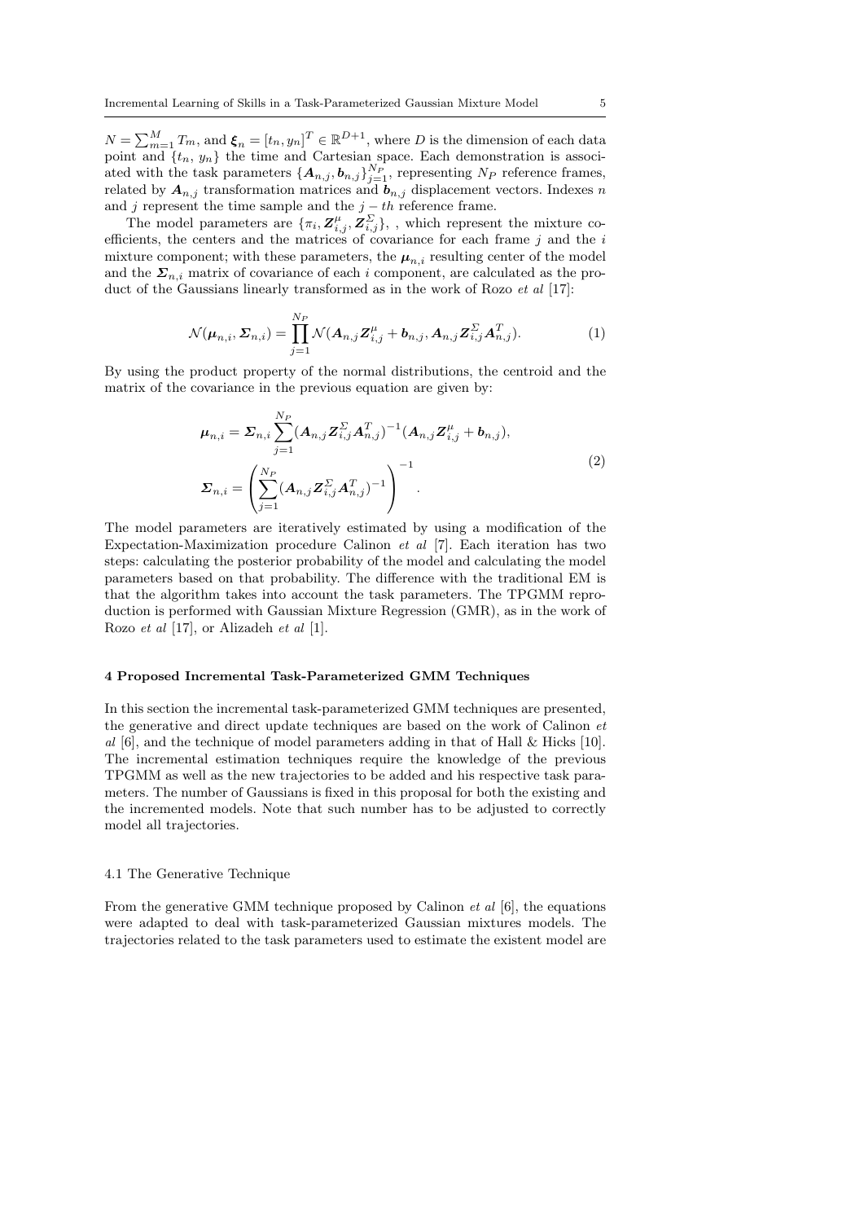$N = \sum_{m=1}^{M} T_m$, and $\boldsymbol{\xi}_n = [t_n, y_n]^T \in \mathbb{R}^{D+1}$, where $D$ is the dimension of each data point and $\{t_n, y_n\}$ the time and Cartesian space. Each demonstration is associated with the task parameters $\{\boldsymbol{A}_{n,j}, \boldsymbol{b}_{n,j}\}_{j=1}^{N_P}$, representing $N_P$ reference frames, related by $\boldsymbol{A}_{n,j}$ transformation matrices and $\boldsymbol{b}_{n,j}$ displacement vectors. Indexes $n$ and $j$ represent the time sample and the $j-th$ reference frame.

The model parameters are $\{\pi_i, \boldsymbol{Z}^{\mu}_{i,j}, \boldsymbol{Z}^{\Sigma}_{i,j}\}$, , which represent the mixture coefficients, the centers and the matrices of covariance for each frame $j$ and the $i$ mixture component; with these parameters, the $\boldsymbol{\mu}_{n,i}$ resulting center of the model and the $\boldsymbol{\Sigma}_{n,i}$ matrix of covariance of each $i$ component, are calculated as the product of the Gaussians linearly transformed as in the work of Rozo *et al* [17]:

$$\mathcal{N}(\boldsymbol{\mu}_{n,i}, \boldsymbol{\Sigma}_{n,i}) = \prod_{j=1}^{N_P} \mathcal{N}(\boldsymbol{A}_{n,j}\boldsymbol{Z}^{\mu}_{i,j} + \boldsymbol{b}_{n,j}, \boldsymbol{A}_{n,j}\boldsymbol{Z}^{\Sigma}_{i,j}\boldsymbol{A}^T_{n,j}). \tag{1}$$

By using the product property of the normal distributions, the centroid and the matrix of the covariance in the previous equation are given by:

$$\begin{aligned}
\boldsymbol{\mu}_{n,i} &= \boldsymbol{\Sigma}_{n,i} \sum_{j=1}^{N_P} (\boldsymbol{A}_{n,j}\boldsymbol{Z}^{\Sigma}_{i,j}\boldsymbol{A}^T_{n,j})^{-1}(\boldsymbol{A}_{n,j}\boldsymbol{Z}^{\mu}_{i,j} + \boldsymbol{b}_{n,j}), \\
\boldsymbol{\Sigma}_{n,i} &= \left(\sum_{j=1}^{N_P} (\boldsymbol{A}_{n,j}\boldsymbol{Z}^{\Sigma}_{i,j}\boldsymbol{A}^T_{n,j})^{-1}\right)^{-1}.
\end{aligned} \tag{2}$$

The model parameters are iteratively estimated by using a modification of the Expectation-Maximization procedure Calinon *et al* [7]. Each iteration has two steps: calculating the posterior probability of the model and calculating the model parameters based on that probability. The difference with the traditional EM is that the algorithm takes into account the task parameters. The TPGMM reproduction is performed with Gaussian Mixture Regression (GMR), as in the work of Rozo *et al* [17], or Alizadeh *et al* [1].

## 4 Proposed Incremental Task-Parameterized GMM Techniques

In this section the incremental task-parameterized GMM techniques are presented, the generative and direct update techniques are based on the work of Calinon *et al* [6], and the technique of model parameters adding in that of Hall & Hicks [10]. The incremental estimation techniques require the knowledge of the previous TPGMM as well as the new trajectories to be added and his respective task parameters. The number of Gaussians is fixed in this proposal for both the existing and the incremented models. Note that such number has to be adjusted to correctly model all trajectories.

### 4.1 The Generative Technique

From the generative GMM technique proposed by Calinon *et al* [6], the equations were adapted to deal with task-parameterized Gaussian mixtures models. The trajectories related to the task parameters used to estimate the existent model are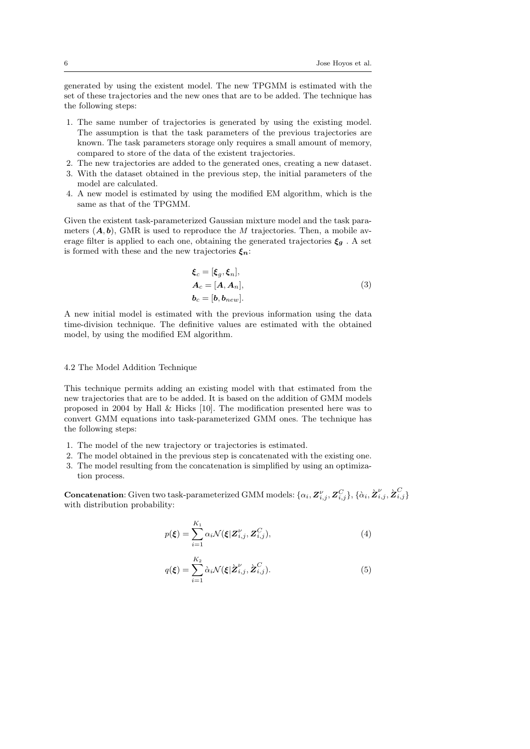generated by using the existent model. The new TPGMM is estimated with the set of these trajectories and the new ones that are to be added. The technique has the following steps:

1. The same number of trajectories is generated by using the existing model. The assumption is that the task parameters of the previous trajectories are known. The task parameters storage only requires a small amount of memory, compared to store of the data of the existent trajectories.
2. The new trajectories are added to the generated ones, creating a new dataset.
3. With the dataset obtained in the previous step, the initial parameters of the model are calculated.
4. A new model is estimated by using the modified EM algorithm, which is the same as that of the TPGMM.

Given the existent task-parameterized Gaussian mixture model and the task parameters $(\boldsymbol{A}, \boldsymbol{b})$, GMR is used to reproduce the $M$ trajectories. Then, a mobile average filter is applied to each one, obtaining the generated trajectories $\boldsymbol{\xi_g}$ . A set is formed with these and the new trajectories $\boldsymbol{\xi_n}$:

$$
\begin{aligned}
\boldsymbol{\xi}_c &= [\boldsymbol{\xi}_g, \boldsymbol{\xi}_n], \\
\boldsymbol{A}_c &= [\boldsymbol{A}, \boldsymbol{A}_n], \\
\boldsymbol{b}_c &= [\boldsymbol{b}, \boldsymbol{b}_{new}].
\end{aligned} \tag{3}
$$

A new initial model is estimated with the previous information using the data time-division technique. The definitive values are estimated with the obtained model, by using the modified EM algorithm.

### 4.2 The Model Addition Technique

This technique permits adding an existing model with that estimated from the new trajectories that are to be added. It is based on the addition of GMM models proposed in 2004 by Hall & Hicks [10]. The modification presented here was to convert GMM equations into task-parameterized GMM ones. The technique has the following steps:

1. The model of the new trajectory or trajectories is estimated.
2. The model obtained in the previous step is concatenated with the existing one.
3. The model resulting from the concatenation is simplified by using an optimization process.

**Concatenation**: Given two task-parameterized GMM models: $\{\alpha_i, \boldsymbol{Z}^{\nu}_{i,j}, \boldsymbol{Z}^{C}_{i,j}\}$, $\{\grave{\alpha}_i, \grave{\boldsymbol{Z}}^{\nu}_{i,j}, \grave{\boldsymbol{Z}}^{C}_{i,j}\}$ with distribution probability:

$$
p(\boldsymbol{\xi}) = \sum_{i=1}^{K_1} \alpha_i \mathcal{N}(\boldsymbol{\xi} | \boldsymbol{Z}^{\nu}_{i,j}, \boldsymbol{Z}^{C}_{i,j}), \tag{4}
$$

$$
q(\boldsymbol{\xi}) = \sum_{i=1}^{K_2} \grave{\alpha}_i \mathcal{N}(\boldsymbol{\xi} | \grave{\boldsymbol{Z}}^{\nu}_{i,j}, \grave{\boldsymbol{Z}}^{C}_{i,j}). \tag{5}
$$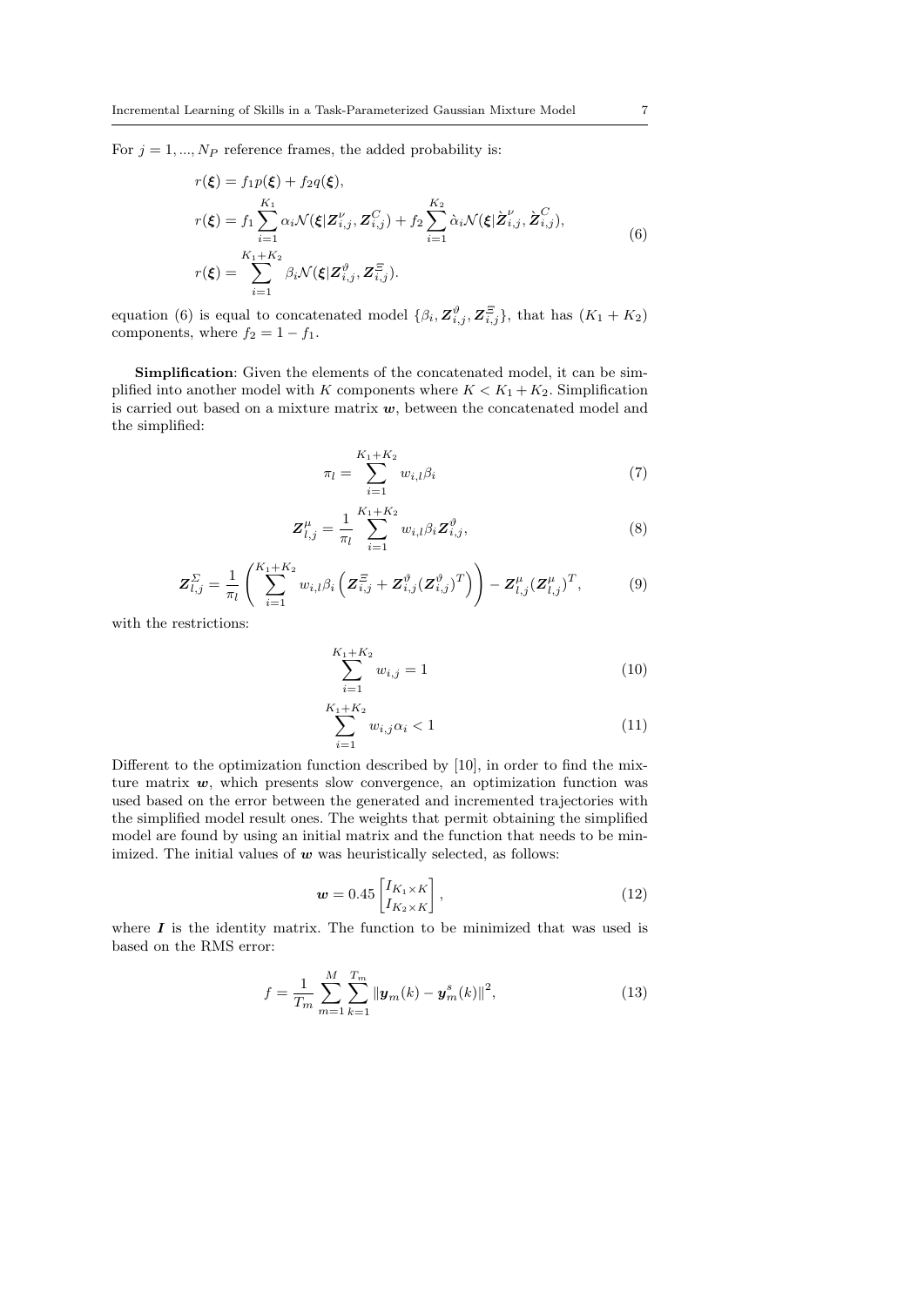For $j = 1, ..., N_P$ reference frames, the added probability is:

$$
\begin{aligned}
r(\boldsymbol{\xi}) &= f_1 p(\boldsymbol{\xi}) + f_2 q(\boldsymbol{\xi}), \\
r(\boldsymbol{\xi}) &= f_1 \sum_{i=1}^{K_1} \alpha_i \mathcal{N}(\boldsymbol{\xi} | \boldsymbol{Z}_{i,j}^{\nu}, \boldsymbol{Z}_{i,j}^{C}) + f_2 \sum_{i=1}^{K_2} \grave{\alpha}_i \mathcal{N}(\boldsymbol{\xi} | \grave{\boldsymbol{Z}}_{i,j}^{\nu}, \grave{\boldsymbol{Z}}_{i,j}^{C}), \\
r(\boldsymbol{\xi}) &= \sum_{i=1}^{K_1+K_2} \beta_i \mathcal{N}(\boldsymbol{\xi} | \boldsymbol{Z}_{i,j}^{\vartheta}, \boldsymbol{Z}_{i,j}^{\Xi}).
\end{aligned}
\tag{6}
$$

equation (6) is equal to concatenated model $\{\beta_i, \boldsymbol{Z}_{i,j}^{\vartheta}, \boldsymbol{Z}_{i,j}^{\Xi}\}$, that has $(K_1 + K_2)$ components, where $f_2 = 1 - f_1$.

**Simplification**: Given the elements of the concatenated model, it can be simplified into another model with $K$ components where $K < K_1 + K_2$. Simplification is carried out based on a mixture matrix $\boldsymbol{w}$, between the concatenated model and the simplified:

$$
\pi_l = \sum_{i=1}^{K_1+K_2} w_{i,l} \beta_i \tag{7}
$$

$$
\boldsymbol{Z}_{l,j}^{\mu} = \frac{1}{\pi_l} \sum_{i=1}^{K_1+K_2} w_{i,l} \beta_i \boldsymbol{Z}_{i,j}^{\vartheta}, \tag{8}
$$

$$
\boldsymbol{Z}_{l,j}^{\Sigma} = \frac{1}{\pi_l} \left( \sum_{i=1}^{K_1+K_2} w_{i,l} \beta_i \left( \boldsymbol{Z}_{i,j}^{\Xi} + \boldsymbol{Z}_{i,j}^{\vartheta} (\boldsymbol{Z}_{i,j}^{\vartheta})^T \right) \right) - \boldsymbol{Z}_{l,j}^{\mu} (\boldsymbol{Z}_{l,j}^{\mu})^T, \tag{9}
$$

with the restrictions:

$$
\sum_{i=1}^{K_1+K_2} w_{i,j} = 1 \tag{10}
$$

$$
\sum_{i=1}^{K_1+K_2} w_{i,j} \alpha_i < 1 \tag{11}
$$

Different to the optimization function described by [10], in order to find the mixture matrix $\boldsymbol{w}$, which presents slow convergence, an optimization function was used based on the error between the generated and incremented trajectories with the simplified model result ones. The weights that permit obtaining the simplified model are found by using an initial matrix and the function that needs to be minimized. The initial values of $\boldsymbol{w}$ was heuristically selected, as follows:

$$
\boldsymbol{w} = 0.45 \begin{bmatrix} I_{K_1 \times K} \\ I_{K_2 \times K} \end{bmatrix}, \tag{12}
$$

where $\boldsymbol{I}$ is the identity matrix. The function to be minimized that was used is based on the RMS error:

$$
f = \frac{1}{T_m} \sum_{m=1}^{M} \sum_{k=1}^{T_m} \| \boldsymbol{y}_m(k) - \boldsymbol{y}_m^s(k) \|^2, \tag{13}
$$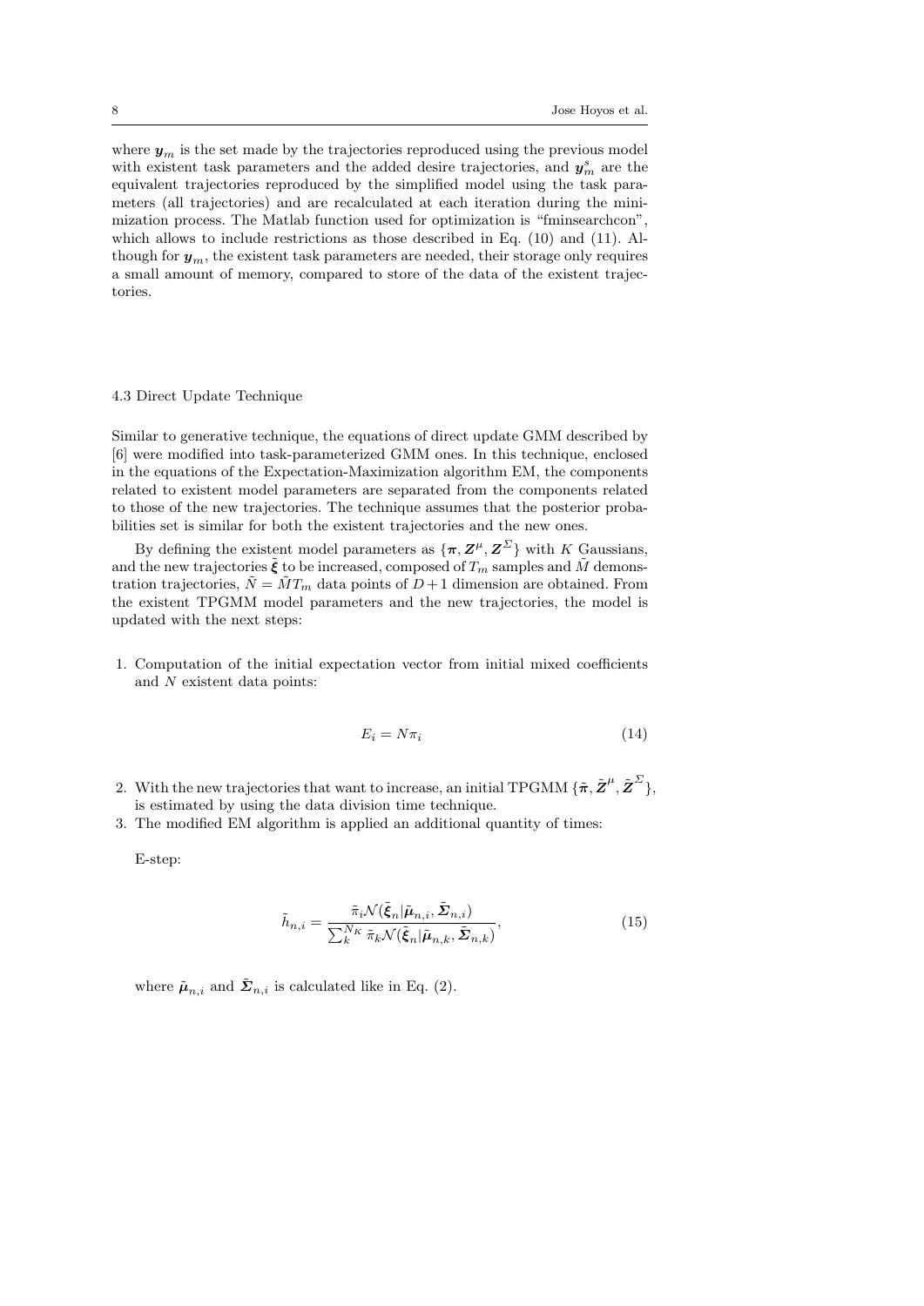where $\boldsymbol{y}_m$ is the set made by the trajectories reproduced using the previous model with existent task parameters and the added desire trajectories, and $\boldsymbol{y}_m^s$ are the equivalent trajectories reproduced by the simplified model using the task parameters (all trajectories) and are recalculated at each iteration during the minimization process. The Matlab function used for optimization is "fminsearchcon", which allows to include restrictions as those described in Eq. (10) and (11). Although for $\boldsymbol{y}_m$, the existent task parameters are needed, their storage only requires a small amount of memory, compared to store of the data of the existent trajectories.

### 4.3 Direct Update Technique

Similar to generative technique, the equations of direct update GMM described by [6] were modified into task-parameterized GMM ones. In this technique, enclosed in the equations of the Expectation-Maximization algorithm EM, the components related to existent model parameters are separated from the components related to those of the new trajectories. The technique assumes that the posterior probabilities set is similar for both the existent trajectories and the new ones.

By defining the existent model parameters as $\{\boldsymbol{\pi}, \boldsymbol{Z}^{\mu}, \boldsymbol{Z}^{\Sigma}\}$ with $K$ Gaussians, and the new trajectories $\tilde{\boldsymbol{\xi}}$ to be increased, composed of $T_m$ samples and $\tilde{M}$ demonstration trajectories, $\tilde{N} = \tilde{M}T_m$ data points of $D+1$ dimension are obtained. From the existent TPGMM model parameters and the new trajectories, the model is updated with the next steps:

1. Computation of the initial expectation vector from initial mixed coefficients and $N$ existent data points:

$$E_i = N\pi_i \tag{14}$$

2. With the new trajectories that want to increase, an initial TPGMM $\{\tilde{\boldsymbol{\pi}}, \tilde{\boldsymbol{Z}}^{\mu}, \tilde{\boldsymbol{Z}}^{\Sigma}\}$, is estimated by using the data division time technique.
3. The modified EM algorithm is applied an additional quantity of times:

   E-step:

$$\tilde{h}_{n,i} = \frac{\tilde{\pi}_i \mathcal{N}(\tilde{\boldsymbol{\xi}}_n | \tilde{\boldsymbol{\mu}}_{n,i}, \tilde{\boldsymbol{\Sigma}}_{n,i})}{\sum_k^{N_K} \tilde{\pi}_k \mathcal{N}(\tilde{\boldsymbol{\xi}}_n | \tilde{\boldsymbol{\mu}}_{n,k}, \tilde{\boldsymbol{\Sigma}}_{n,k})}, \tag{15}$$

   where $\tilde{\boldsymbol{\mu}}_{n,i}$ and $\tilde{\boldsymbol{\Sigma}}_{n,i}$ is calculated like in Eq. (2).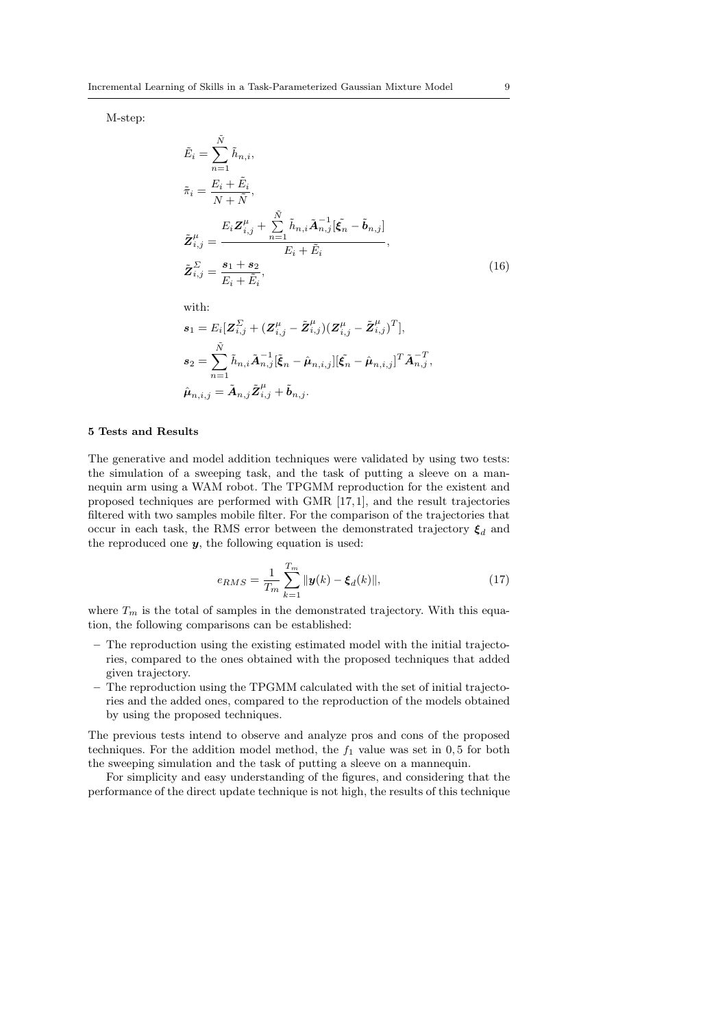M-step:

$$
\begin{aligned}
\tilde{E}_i &= \sum_{n=1}^{\tilde{N}} \tilde{h}_{n,i}, \\
\tilde{\pi}_i &= \frac{E_i + \tilde{E}_i}{N + \tilde{N}}, \\
\tilde{\boldsymbol{Z}}^{\mu}_{i,j} &= \frac{E_i \boldsymbol{Z}^{\mu}_{i,j} + \sum\limits_{n=1}^{\tilde{N}} \tilde{h}_{n,i} \tilde{\boldsymbol{A}}^{-1}_{n,j} [\tilde{\boldsymbol{\xi}_n} - \tilde{\boldsymbol{b}}_{n,j}]}{E_i + \tilde{E}_i}, \\
\tilde{\boldsymbol{Z}}^{\Sigma}_{i,j} &= \frac{\boldsymbol{s}_1 + \boldsymbol{s}_2}{E_i + \tilde{E}_i},
\end{aligned}
\tag{16}
$$

with:

$$
\begin{aligned}
\boldsymbol{s}_1 &= E_i [\boldsymbol{Z}^{\Sigma}_{i,j} + (\boldsymbol{Z}^{\mu}_{i,j} - \tilde{\boldsymbol{Z}}^{\mu}_{i,j})(\boldsymbol{Z}^{\mu}_{i,j} - \tilde{\boldsymbol{Z}}^{\mu}_{i,j})^T], \\
\boldsymbol{s}_2 &= \sum_{n=1}^{\tilde{N}} \tilde{h}_{n,i} \tilde{\boldsymbol{A}}^{-1}_{n,j} [\tilde{\boldsymbol{\xi}_n} - \hat{\boldsymbol{\mu}}_{n,i,j}][\tilde{\boldsymbol{\xi}_n} - \hat{\boldsymbol{\mu}}_{n,i,j}]^T \tilde{\boldsymbol{A}}^{-T}_{n,j}, \\
\hat{\boldsymbol{\mu}}_{n,i,j} &= \tilde{\boldsymbol{A}}_{n,j} \tilde{\boldsymbol{Z}}^{\mu}_{i,j} + \tilde{\boldsymbol{b}}_{n,j}.
\end{aligned}
$$

## 5 Tests and Results

The generative and model addition techniques were validated by using two tests: the simulation of a sweeping task, and the task of putting a sleeve on a mannequin arm using a WAM robot. The TPGMM reproduction for the existent and proposed techniques are performed with GMR [17,1], and the result trajectories filtered with two samples mobile filter. For the comparison of the trajectories that occur in each task, the RMS error between the demonstrated trajectory $\boldsymbol{\xi}_d$ and the reproduced one $\boldsymbol{y}$, the following equation is used:

$$
e_{RMS} = \frac{1}{T_m} \sum_{k=1}^{T_m} \|\boldsymbol{y}(k) - \boldsymbol{\xi}_d(k)\|, \tag{17}
$$

where $T_m$ is the total of samples in the demonstrated trajectory. With this equation, the following comparisons can be established:

- The reproduction using the existing estimated model with the initial trajectories, compared to the ones obtained with the proposed techniques that added given trajectory.
- The reproduction using the TPGMM calculated with the set of initial trajectories and the added ones, compared to the reproduction of the models obtained by using the proposed techniques.

The previous tests intend to observe and analyze pros and cons of the proposed techniques. For the addition model method, the $f_1$ value was set in $0,5$ for both the sweeping simulation and the task of putting a sleeve on a mannequin.

For simplicity and easy understanding of the figures, and considering that the performance of the direct update technique is not high, the results of this technique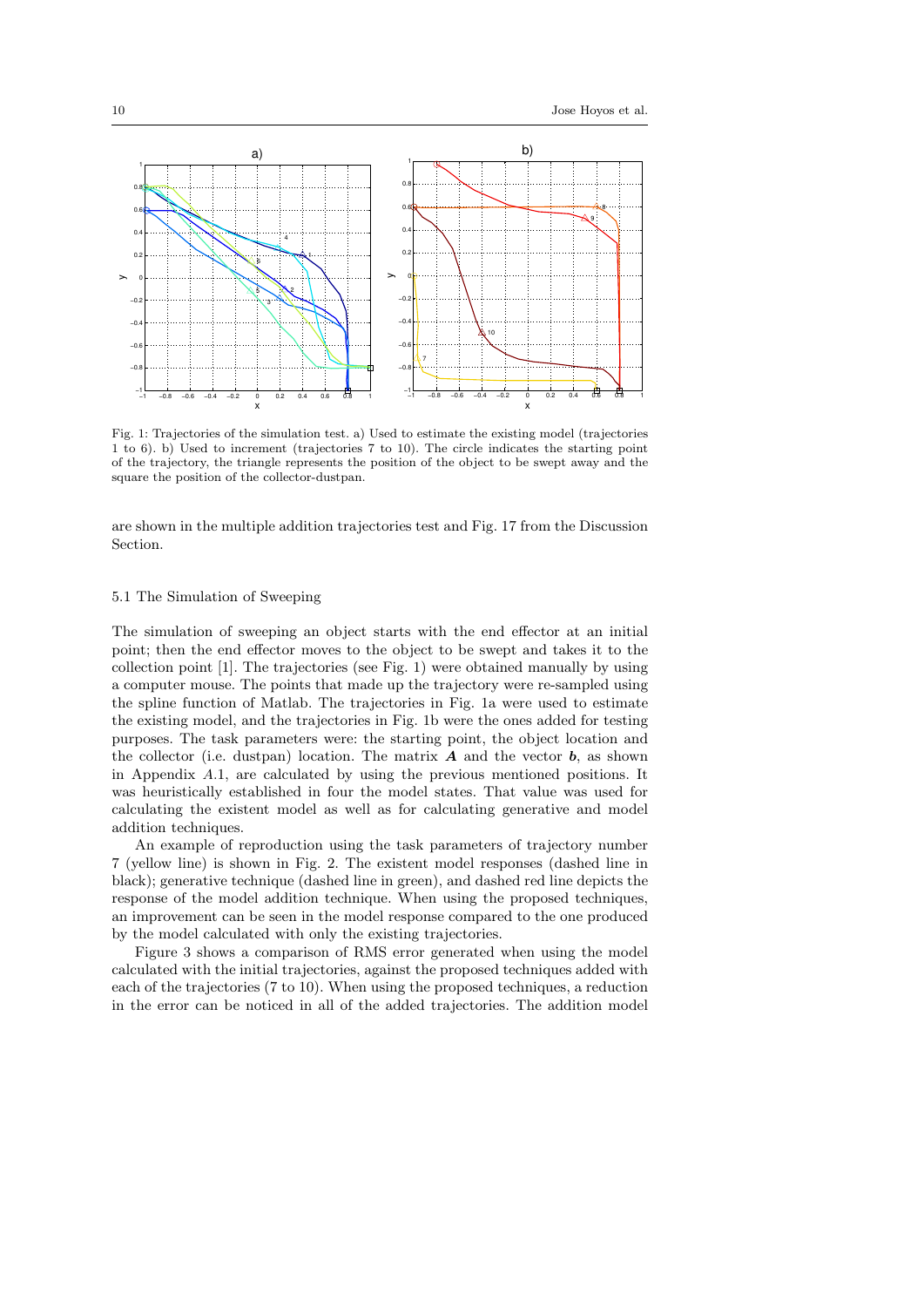Fig. 1: Trajectories of the simulation test. a) Used to estimate the existing model (trajectories 1 to 6). b) Used to increment (trajectories 7 to 10). The circle indicates the starting point of the trajectory, the triangle represents the position of the object to be swept away and the square the position of the collector-dustpan.

are shown in the multiple addition trajectories test and Fig. 17 from the Discussion Section.

### 5.1 The Simulation of Sweeping

The simulation of sweeping an object starts with the end effector at an initial point; then the end effector moves to the object to be swept and takes it to the collection point [1]. The trajectories (see Fig. 1) were obtained manually by using a computer mouse. The points that made up the trajectory were re-sampled using the spline function of Matlab. The trajectories in Fig. 1a were used to estimate the existing model, and the trajectories in Fig. 1b were the ones added for testing purposes. The task parameters were: the starting point, the object location and the collector (i.e. dustpan) location. The matrix $\boldsymbol{A}$ and the vector $\boldsymbol{b}$, as shown in Appendix *A*.1, are calculated by using the previous mentioned positions. It was heuristically established in four the model states. That value was used for calculating the existent model as well as for calculating generative and model addition techniques.

An example of reproduction using the task parameters of trajectory number 7 (yellow line) is shown in Fig. 2. The existent model responses (dashed line in black); generative technique (dashed line in green), and dashed red line depicts the response of the model addition technique. When using the proposed techniques, an improvement can be seen in the model response compared to the one produced by the model calculated with only the existing trajectories.

Figure 3 shows a comparison of RMS error generated when using the model calculated with the initial trajectories, against the proposed techniques added with each of the trajectories (7 to 10). When using the proposed techniques, a reduction in the error can be noticed in all of the added trajectories. The addition model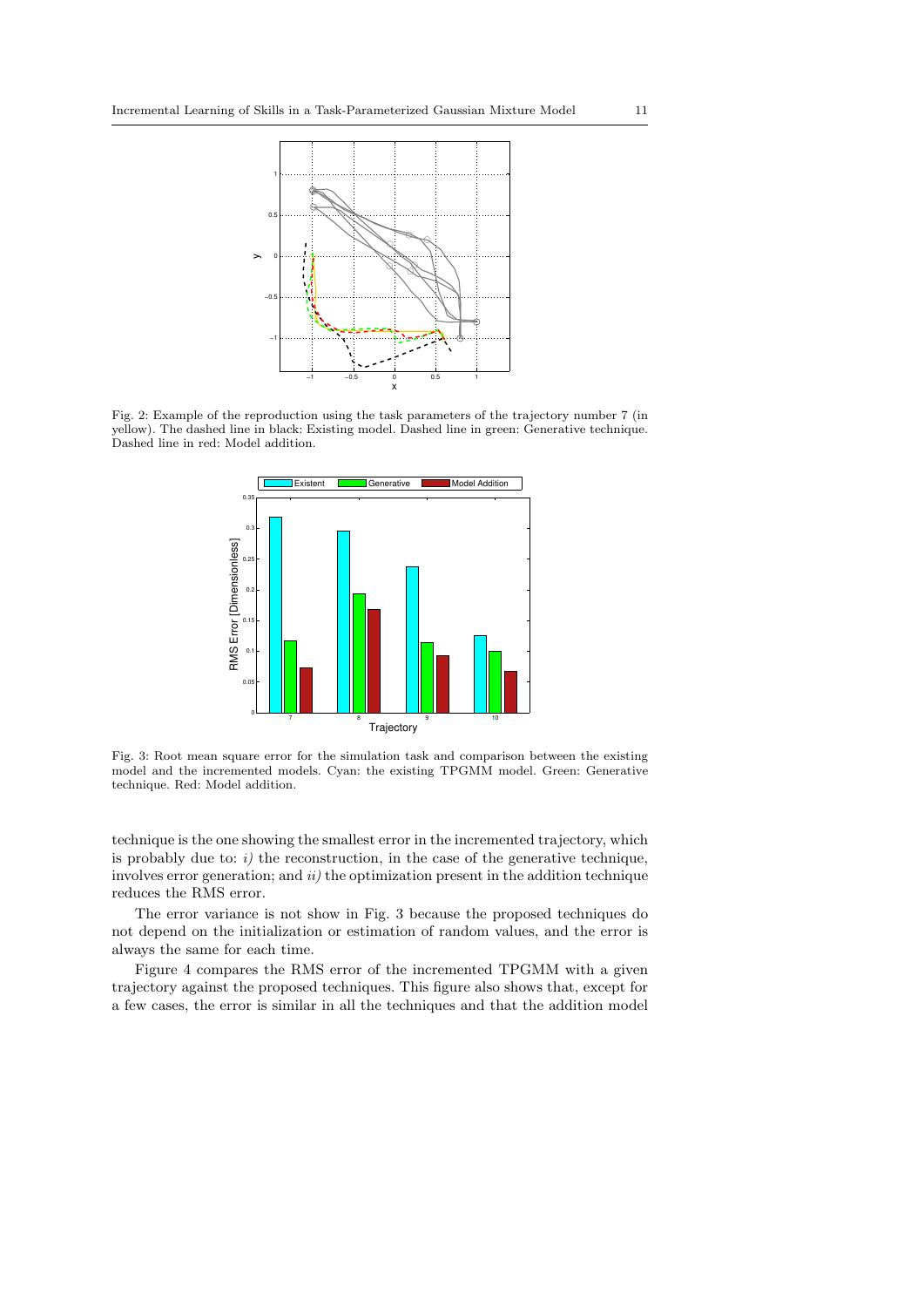Fig. 2: Example of the reproduction using the task parameters of the trajectory number 7 (in yellow). The dashed line in black: Existing model. Dashed line in green: Generative technique. Dashed line in red: Model addition.

Fig. 3: Root mean square error for the simulation task and comparison between the existing model and the incremented models. Cyan: the existing TPGMM model. Green: Generative technique. Red: Model addition.

technique is the one showing the smallest error in the incremented trajectory, which is probably due to: *i)* the reconstruction, in the case of the generative technique, involves error generation; and *ii)* the optimization present in the addition technique reduces the RMS error.

The error variance is not show in Fig. 3 because the proposed techniques do not depend on the initialization or estimation of random values, and the error is always the same for each time.

Figure 4 compares the RMS error of the incremented TPGMM with a given trajectory against the proposed techniques. This figure also shows that, except for a few cases, the error is similar in all the techniques and that the addition model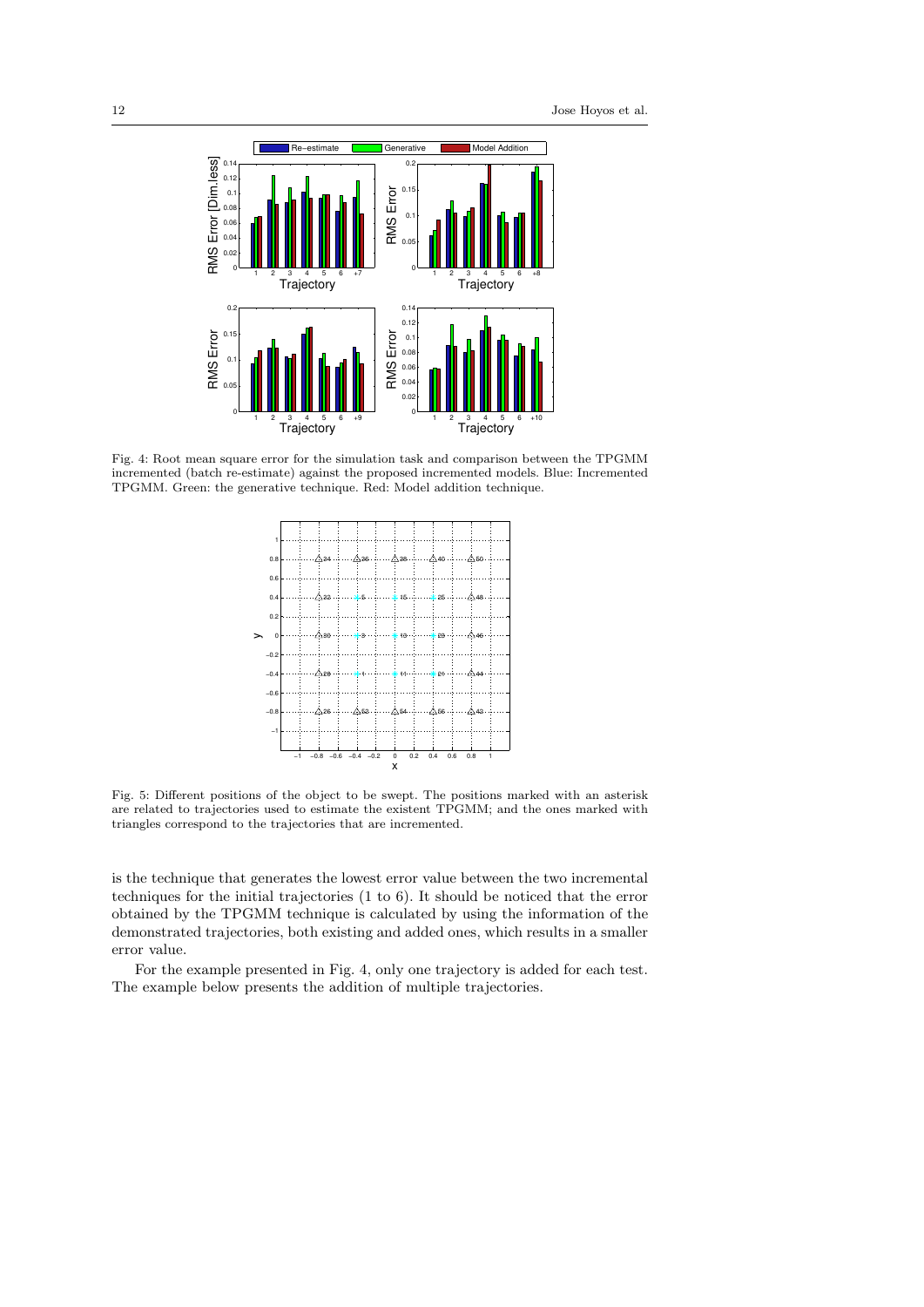Fig. 4: Root mean square error for the simulation task and comparison between the TPGMM incremented (batch re-estimate) against the proposed incremented models. Blue: Incremented TPGMM. Green: the generative technique. Red: Model addition technique.

Fig. 5: Different positions of the object to be swept. The positions marked with an asterisk are related to trajectories used to estimate the existent TPGMM; and the ones marked with triangles correspond to the trajectories that are incremented.

is the technique that generates the lowest error value between the two incremental techniques for the initial trajectories (1 to 6). It should be noticed that the error obtained by the TPGMM technique is calculated by using the information of the demonstrated trajectories, both existing and added ones, which results in a smaller error value.

For the example presented in Fig. 4, only one trajectory is added for each test. The example below presents the addition of multiple trajectories.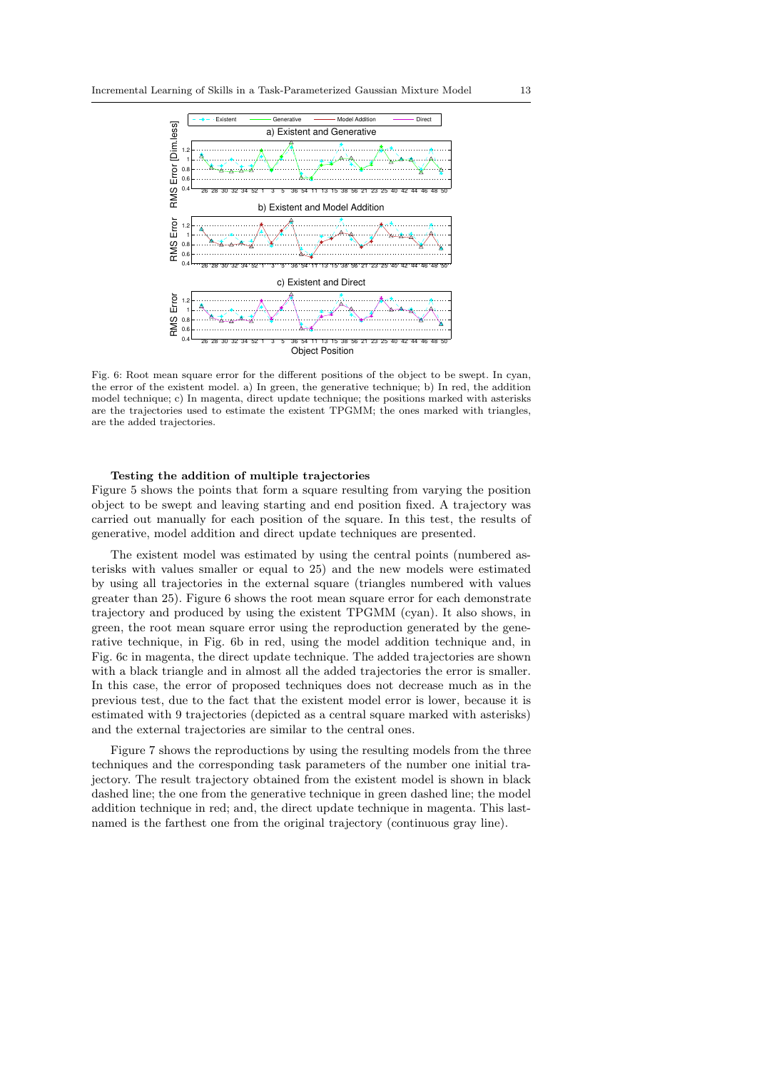Fig. 6: Root mean square error for the different positions of the object to be swept. In cyan, the error of the existent model. a) In green, the generative technique; b) In red, the addition model technique; c) In magenta, direct update technique; the positions marked with asterisks are the trajectories used to estimate the existent TPGMM; the ones marked with triangles, are the added trajectories.

**Testing the addition of multiple trajectories**

Figure 5 shows the points that form a square resulting from varying the position object to be swept and leaving starting and end position fixed. A trajectory was carried out manually for each position of the square. In this test, the results of generative, model addition and direct update techniques are presented.

The existent model was estimated by using the central points (numbered asterisks with values smaller or equal to 25) and the new models were estimated by using all trajectories in the external square (triangles numbered with values greater than 25). Figure 6 shows the root mean square error for each demonstrate trajectory and produced by using the existent TPGMM (cyan). It also shows, in green, the root mean square error using the reproduction generated by the generative technique, in Fig. 6b in red, using the model addition technique and, in Fig. 6c in magenta, the direct update technique. The added trajectories are shown with a black triangle and in almost all the added trajectories the error is smaller. In this case, the error of proposed techniques does not decrease much as in the previous test, due to the fact that the existent model error is lower, because it is estimated with 9 trajectories (depicted as a central square marked with asterisks) and the external trajectories are similar to the central ones.

Figure 7 shows the reproductions by using the resulting models from the three techniques and the corresponding task parameters of the number one initial trajectory. The result trajectory obtained from the existent model is shown in black dashed line; the one from the generative technique in green dashed line; the model addition technique in red; and, the direct update technique in magenta. This last-named is the farthest one from the original trajectory (continuous gray line).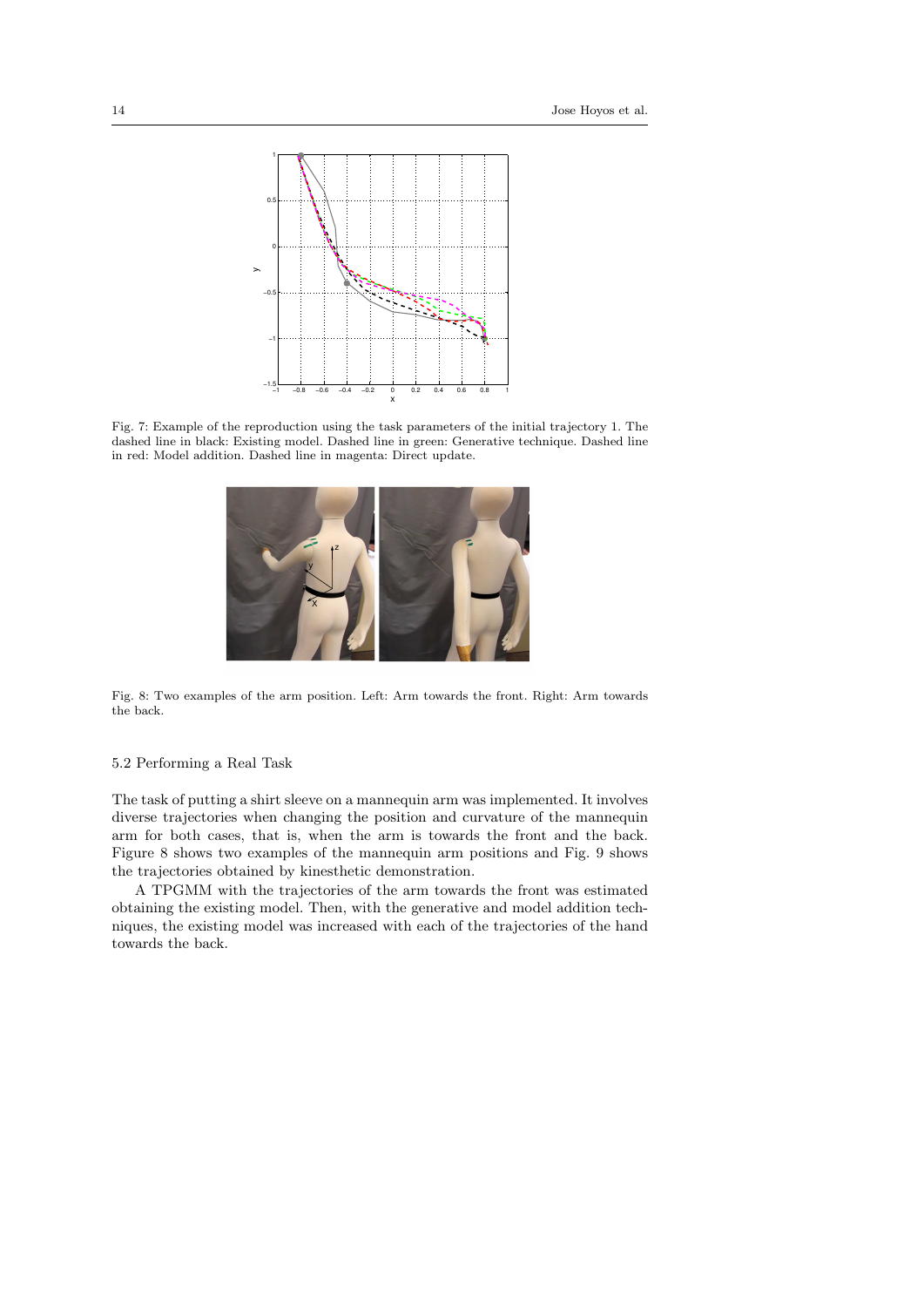Fig. 7: Example of the reproduction using the task parameters of the initial trajectory 1. The dashed line in black: Existing model. Dashed line in green: Generative technique. Dashed line in red: Model addition. Dashed line in magenta: Direct update.

Fig. 8: Two examples of the arm position. Left: Arm towards the front. Right: Arm towards the back.

### 5.2 Performing a Real Task

The task of putting a shirt sleeve on a mannequin arm was implemented. It involves diverse trajectories when changing the position and curvature of the mannequin arm for both cases, that is, when the arm is towards the front and the back. Figure 8 shows two examples of the mannequin arm positions and Fig. 9 shows the trajectories obtained by kinesthetic demonstration.

A TPGMM with the trajectories of the arm towards the front was estimated obtaining the existing model. Then, with the generative and model addition techniques, the existing model was increased with each of the trajectories of the hand towards the back.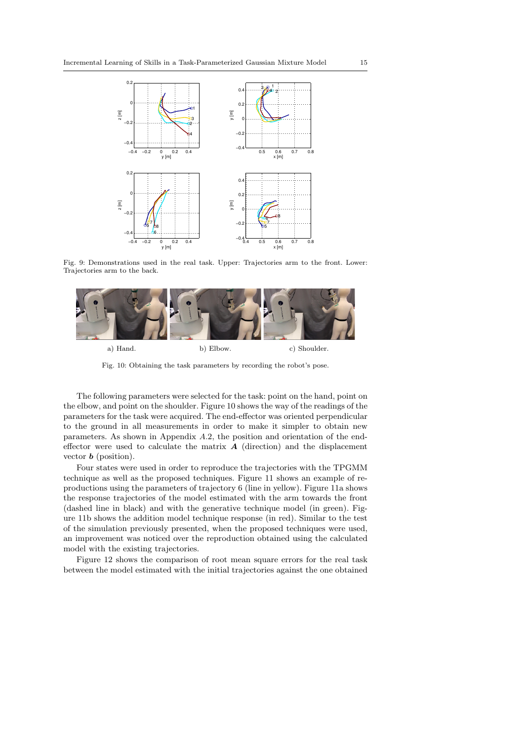Fig. 9: Demonstrations used in the real task. Upper: Trajectories arm to the front. Lower: Trajectories arm to the back.

a) Hand. b) Elbow. c) Shoulder.

Fig. 10: Obtaining the task parameters by recording the robot's pose.

The following parameters were selected for the task: point on the hand, point on the elbow, and point on the shoulder. Figure 10 shows the way of the readings of the parameters for the task were acquired. The end-effector was oriented perpendicular to the ground in all measurements in order to make it simpler to obtain new parameters. As shown in Appendix *A*.2, the position and orientation of the end-effector were used to calculate the matrix $\boldsymbol{A}$ (direction) and the displacement vector $\boldsymbol{b}$ (position).

Four states were used in order to reproduce the trajectories with the TPGMM technique as well as the proposed techniques. Figure 11 shows an example of reproductions using the parameters of trajectory 6 (line in yellow). Figure 11a shows the response trajectories of the model estimated with the arm towards the front (dashed line in black) and with the generative technique model (in green). Figure 11b shows the addition model technique response (in red). Similar to the test of the simulation previously presented, when the proposed techniques were used, an improvement was noticed over the reproduction obtained using the calculated model with the existing trajectories.

Figure 12 shows the comparison of root mean square errors for the real task between the model estimated with the initial trajectories against the one obtained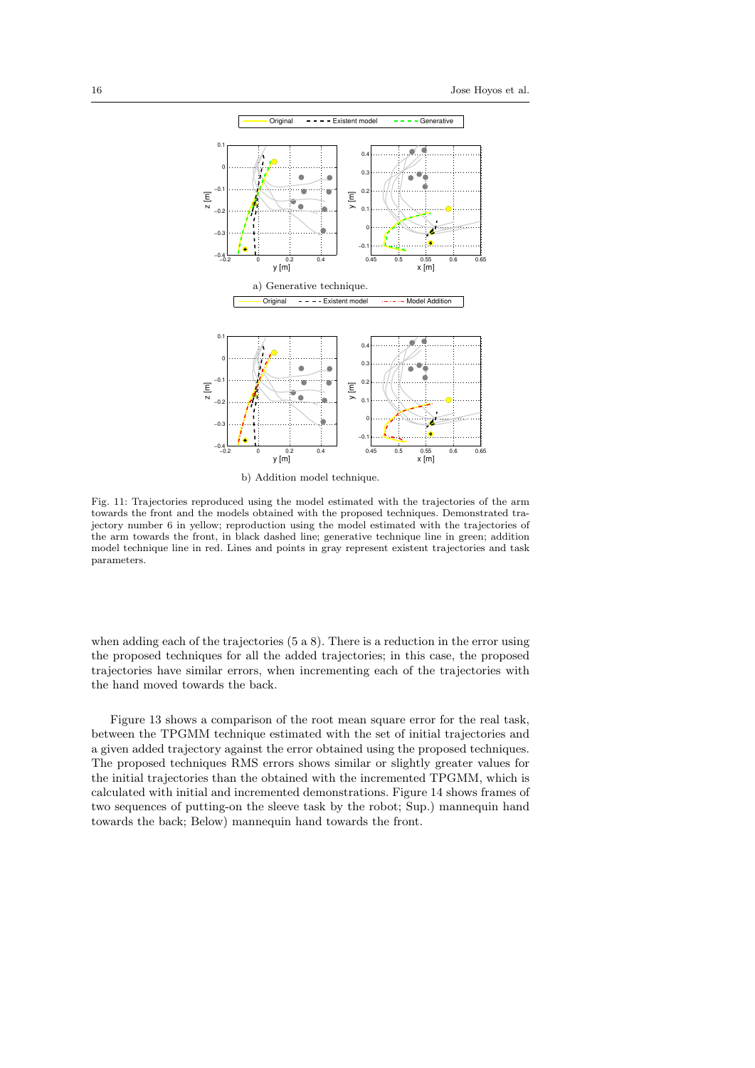a) Generative technique.

b) Addition model technique.

Fig. 11: Trajectories reproduced using the model estimated with the trajectories of the arm towards the front and the models obtained with the proposed techniques. Demonstrated trajectory number 6 in yellow; reproduction using the model estimated with the trajectories of the arm towards the front, in black dashed line; generative technique line in green; addition model technique line in red. Lines and points in gray represent existent trajectories and task parameters.

when adding each of the trajectories (5 a 8). There is a reduction in the error using the proposed techniques for all the added trajectories; in this case, the proposed trajectories have similar errors, when incrementing each of the trajectories with the hand moved towards the back.

Figure 13 shows a comparison of the root mean square error for the real task, between the TPGMM technique estimated with the set of initial trajectories and a given added trajectory against the error obtained using the proposed techniques. The proposed techniques RMS errors shows similar or slightly greater values for the initial trajectories than the obtained with the incremented TPGMM, which is calculated with initial and incremented demonstrations. Figure 14 shows frames of two sequences of putting-on the sleeve task by the robot; Sup.) mannequin hand towards the back; Below) mannequin hand towards the front.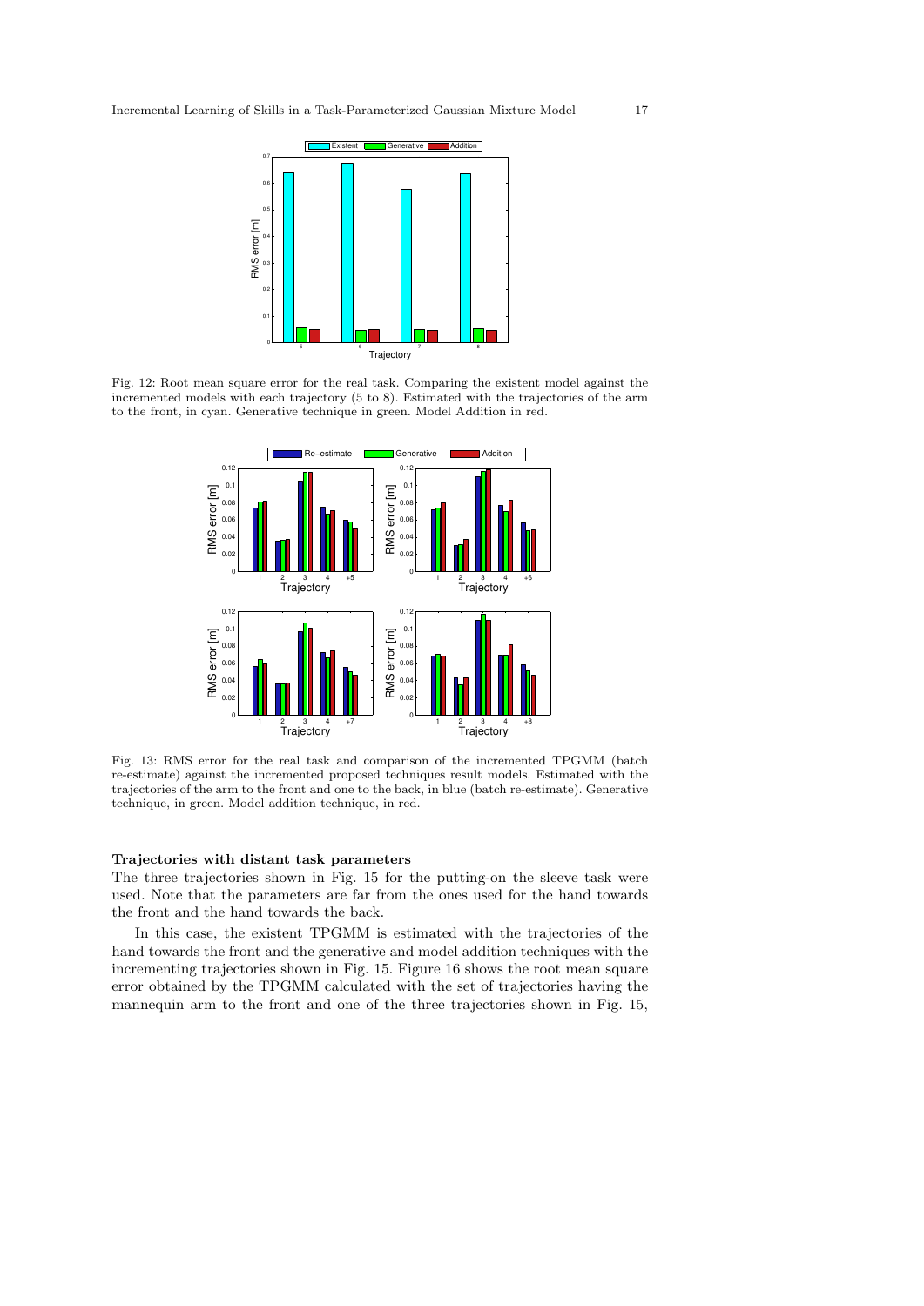Fig. 12: Root mean square error for the real task. Comparing the existent model against the incremented models with each trajectory (5 to 8). Estimated with the trajectories of the arm to the front, in cyan. Generative technique in green. Model Addition in red.

Fig. 13: RMS error for the real task and comparison of the incremented TPGMM (batch re-estimate) against the incremented proposed techniques result models. Estimated with the trajectories of the arm to the front and one to the back, in blue (batch re-estimate). Generative technique, in green. Model addition technique, in red.

**Trajectories with distant task parameters**

The three trajectories shown in Fig. 15 for the putting-on the sleeve task were used. Note that the parameters are far from the ones used for the hand towards the front and the hand towards the back.

In this case, the existent TPGMM is estimated with the trajectories of the hand towards the front and the generative and model addition techniques with the incrementing trajectories shown in Fig. 15. Figure 16 shows the root mean square error obtained by the TPGMM calculated with the set of trajectories having the mannequin arm to the front and one of the three trajectories shown in Fig. 15,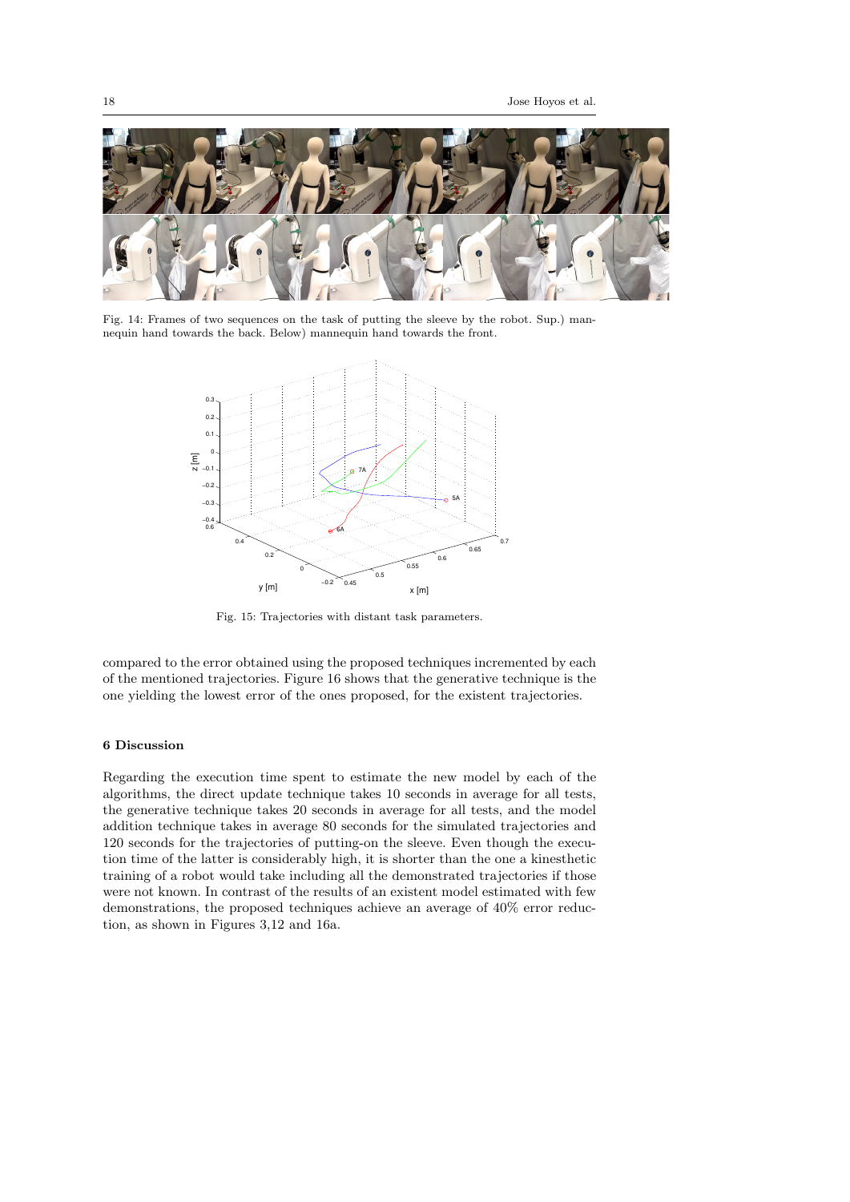Fig. 14: Frames of two sequences on the task of putting the sleeve by the robot. Sup.) mannequin hand towards the back. Below) mannequin hand towards the front.

Fig. 15: Trajectories with distant task parameters.

compared to the error obtained using the proposed techniques incremented by each of the mentioned trajectories. Figure 16 shows that the generative technique is the one yielding the lowest error of the ones proposed, for the existent trajectories.

## 6 Discussion

Regarding the execution time spent to estimate the new model by each of the algorithms, the direct update technique takes 10 seconds in average for all tests, the generative technique takes 20 seconds in average for all tests, and the model addition technique takes in average 80 seconds for the simulated trajectories and 120 seconds for the trajectories of putting-on the sleeve. Even though the execution time of the latter is considerably high, it is shorter than the one a kinesthetic training of a robot would take including all the demonstrated trajectories if those were not known. In contrast of the results of an existent model estimated with few demonstrations, the proposed techniques achieve an average of 40% error reduction, as shown in Figures 3,12 and 16a.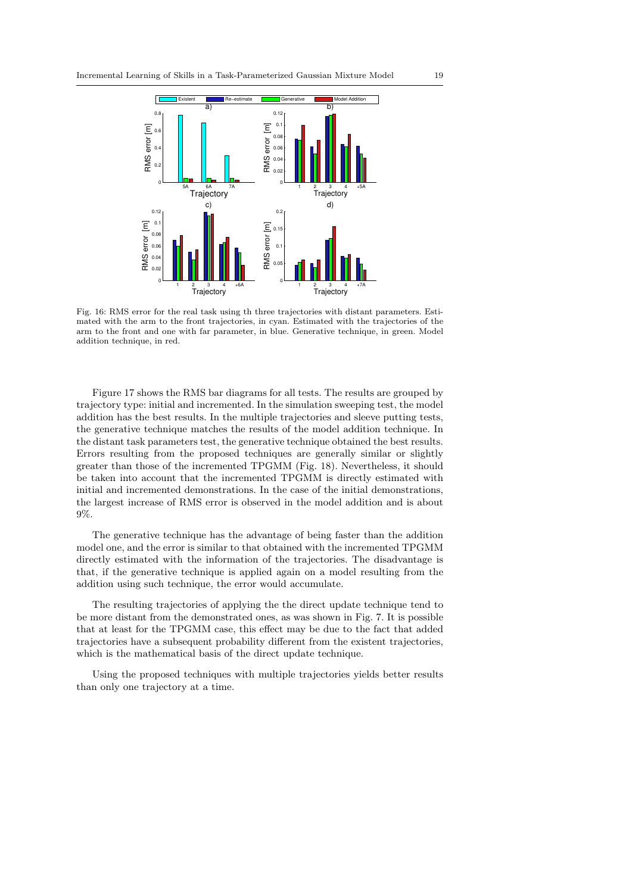Fig. 16: RMS error for the real task using th three trajectories with distant parameters. Estimated with the arm to the front trajectories, in cyan. Estimated with the trajectories of the arm to the front and one with far parameter, in blue. Generative technique, in green. Model addition technique, in red.

Figure 17 shows the RMS bar diagrams for all tests. The results are grouped by trajectory type: initial and incremented. In the simulation sweeping test, the model addition has the best results. In the multiple trajectories and sleeve putting tests, the generative technique matches the results of the model addition technique. In the distant task parameters test, the generative technique obtained the best results. Errors resulting from the proposed techniques are generally similar or slightly greater than those of the incremented TPGMM (Fig. 18). Nevertheless, it should be taken into account that the incremented TPGMM is directly estimated with initial and incremented demonstrations. In the case of the initial demonstrations, the largest increase of RMS error is observed in the model addition and is about 9%.

The generative technique has the advantage of being faster than the addition model one, and the error is similar to that obtained with the incremented TPGMM directly estimated with the information of the trajectories. The disadvantage is that, if the generative technique is applied again on a model resulting from the addition using such technique, the error would accumulate.

The resulting trajectories of applying the the direct update technique tend to be more distant from the demonstrated ones, as was shown in Fig. 7. It is possible that at least for the TPGMM case, this effect may be due to the fact that added trajectories have a subsequent probability different from the existent trajectories, which is the mathematical basis of the direct update technique.

Using the proposed techniques with multiple trajectories yields better results than only one trajectory at a time.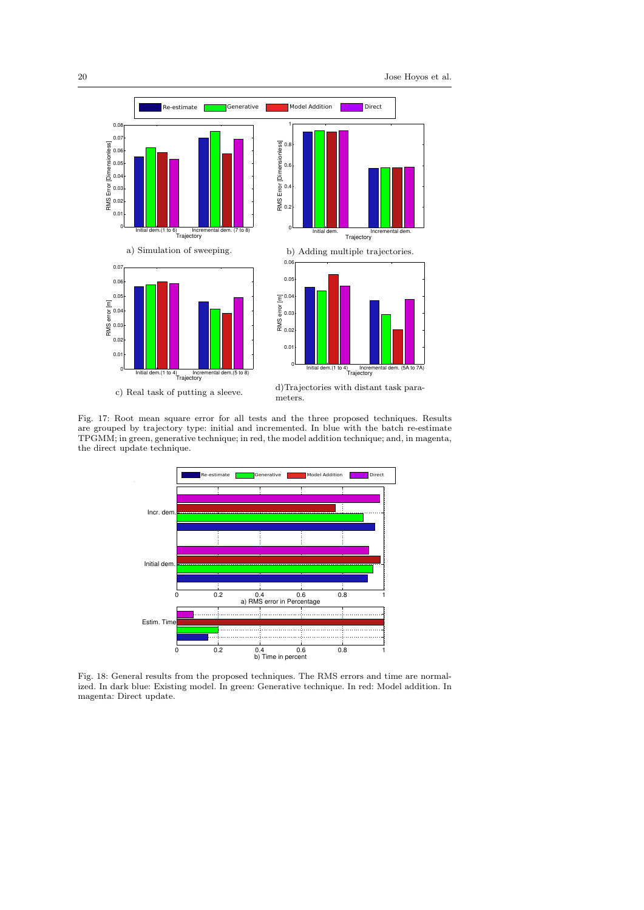a) Simulation of sweeping.

b) Adding multiple trajectories.

c) Real task of putting a sleeve.

d)Trajectories with distant task parameters.

Fig. 17: Root mean square error for all tests and the three proposed techniques. Results are grouped by trajectory type: initial and incremented. In blue with the batch re-estimate TPGMM; in green, generative technique; in red, the model addition technique; and, in magenta, the direct update technique.

Fig. 18: General results from the proposed techniques. The RMS errors and time are normalized. In dark blue: Existing model. In green: Generative technique. In red: Model addition. In magenta: Direct update.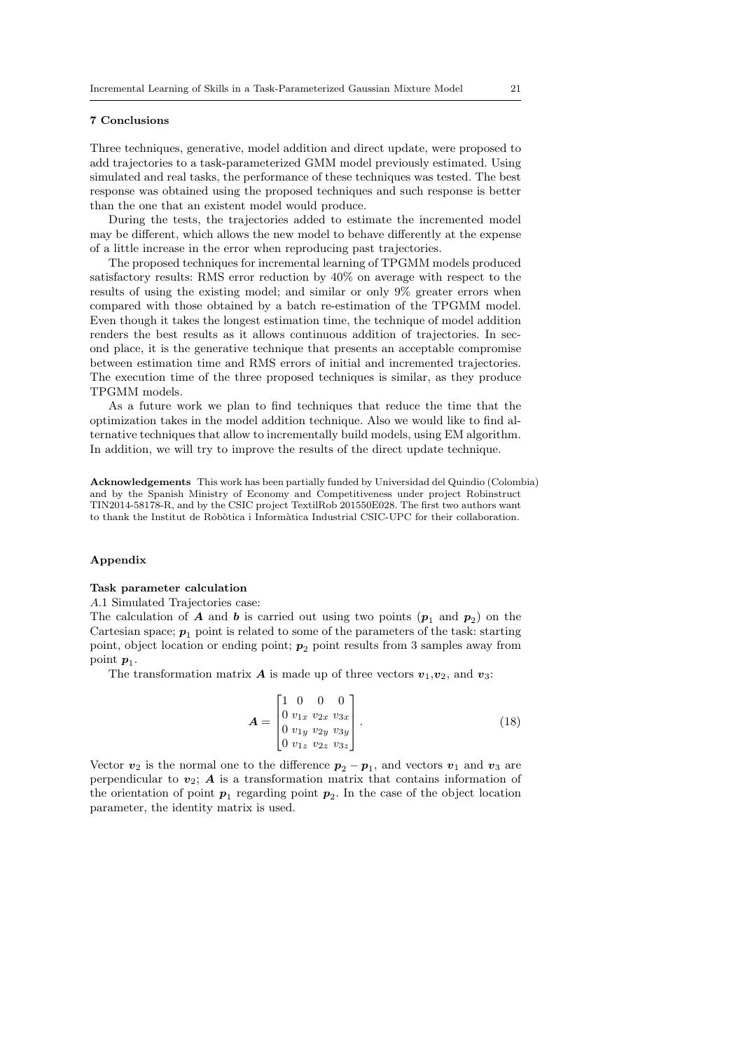## 7 Conclusions

Three techniques, generative, model addition and direct update, were proposed to add trajectories to a task-parameterized GMM model previously estimated. Using simulated and real tasks, the performance of these techniques was tested. The best response was obtained using the proposed techniques and such response is better than the one that an existent model would produce.

During the tests, the trajectories added to estimate the incremented model may be different, which allows the new model to behave differently at the expense of a little increase in the error when reproducing past trajectories.

The proposed techniques for incremental learning of TPGMM models produced satisfactory results: RMS error reduction by 40% on average with respect to the results of using the existing model; and similar or only 9% greater errors when compared with those obtained by a batch re-estimation of the TPGMM model. Even though it takes the longest estimation time, the technique of model addition renders the best results as it allows continuous addition of trajectories. In second place, it is the generative technique that presents an acceptable compromise between estimation time and RMS errors of initial and incremented trajectories. The execution time of the three proposed techniques is similar, as they produce TPGMM models.

As a future work we plan to find techniques that reduce the time that the optimization takes in the model addition technique. Also we would like to find alternative techniques that allow to incrementally build models, using EM algorithm. In addition, we will try to improve the results of the direct update technique.

**Acknowledgements** This work has been partially funded by Universidad del Quindio (Colombia) and by the Spanish Ministry of Economy and Competitiveness under project Robinstruct TIN2014-58178-R, and by the CSIC project TextilRob 201550E028. The first two authors want to thank the Institut de Robòtica i Informàtica Industrial CSIC-UPC for their collaboration.

## Appendix

### Task parameter calculation

*A*.1 Simulated Trajectories case:

The calculation of $\boldsymbol{A}$ and $\boldsymbol{b}$ is carried out using two points ($\boldsymbol{p}_1$ and $\boldsymbol{p}_2$) on the Cartesian space; $\boldsymbol{p}_1$ point is related to some of the parameters of the task: starting point, object location or ending point; $\boldsymbol{p}_2$ point results from 3 samples away from point $\boldsymbol{p}_1$.

The transformation matrix $\boldsymbol{A}$ is made up of three vectors $\boldsymbol{v}_1$,$\boldsymbol{v}_2$, and $\boldsymbol{v}_3$:

$$\boldsymbol{A} = \begin{bmatrix} 1 & 0 & 0 & 0 \\ 0 & v_{1x} & v_{2x} & v_{3x} \\ 0 & v_{1y} & v_{2y} & v_{3y} \\ 0 & v_{1z} & v_{2z} & v_{3z} \end{bmatrix}. \tag{18}$$

Vector $\boldsymbol{v}_2$ is the normal one to the difference $\boldsymbol{p}_2 - \boldsymbol{p}_1$, and vectors $\boldsymbol{v}_1$ and $\boldsymbol{v}_3$ are perpendicular to $\boldsymbol{v}_2$; $\boldsymbol{A}$ is a transformation matrix that contains information of the orientation of point $\boldsymbol{p}_1$ regarding point $\boldsymbol{p}_2$. In the case of the object location parameter, the identity matrix is used.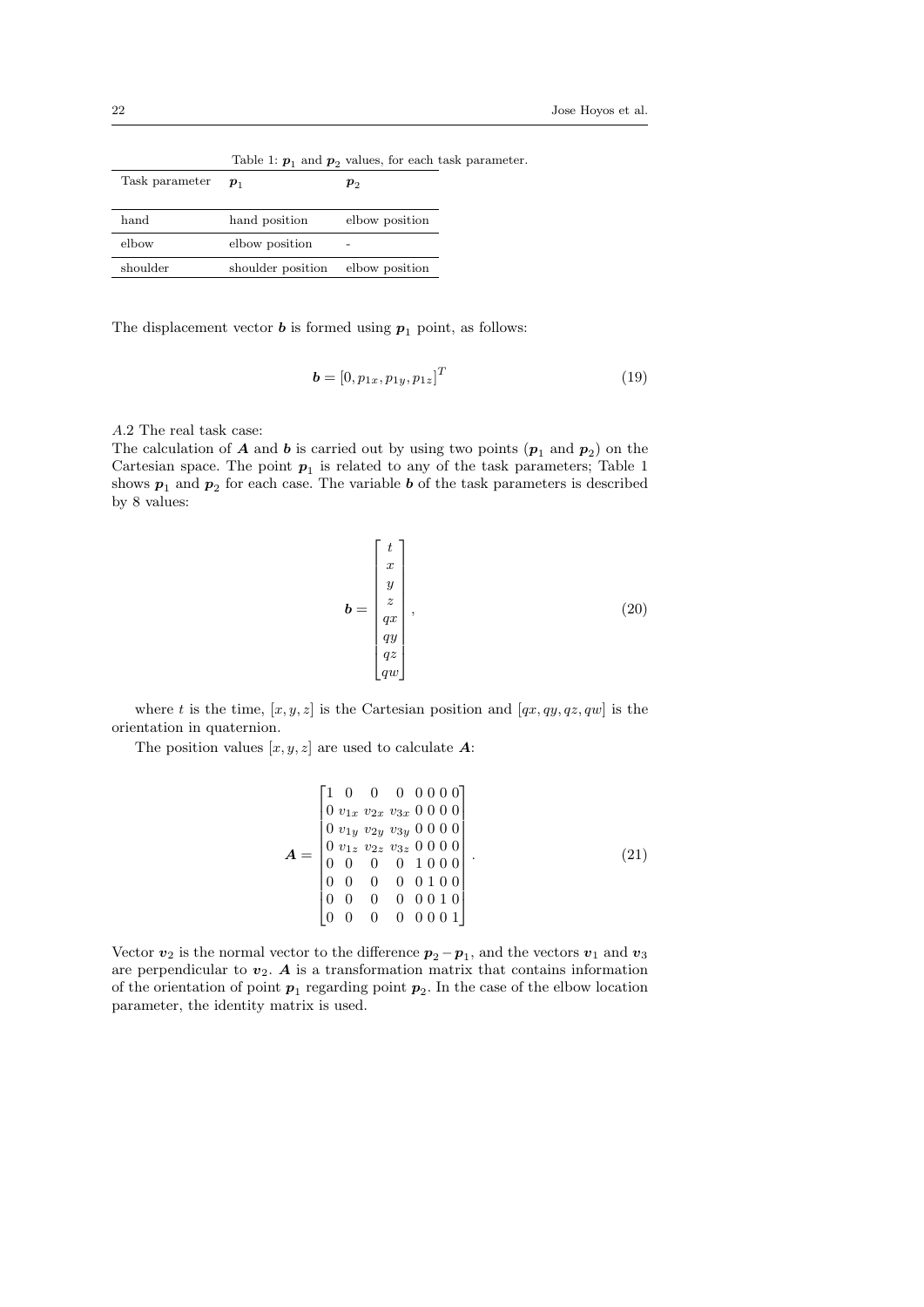Table 1: $\boldsymbol{p}_1$ and $\boldsymbol{p}_2$ values, for each task parameter.

| Task parameter | $\boldsymbol{p}_1$ | $\boldsymbol{p}_2$ |
|---|---|---|
| hand | hand position | elbow position |
| elbow | elbow position | - |
| shoulder | shoulder position | elbow position |

The displacement vector $\boldsymbol{b}$ is formed using $\boldsymbol{p}_1$ point, as follows:

$$\boldsymbol{b} = [0, p_{1x}, p_{1y}, p_{1z}]^T \tag{19}$$

*A*.2 The real task case:
The calculation of $\boldsymbol{A}$ and $\boldsymbol{b}$ is carried out by using two points ($\boldsymbol{p}_1$ and $\boldsymbol{p}_2$) on the Cartesian space. The point $\boldsymbol{p}_1$ is related to any of the task parameters; Table 1 shows $\boldsymbol{p}_1$ and $\boldsymbol{p}_2$ for each case. The variable $\boldsymbol{b}$ of the task parameters is described by 8 values:

$$\boldsymbol{b} = \begin{bmatrix} t \\ x \\ y \\ z \\ qx \\ qy \\ qz \\ qw \end{bmatrix}, \tag{20}$$

where $t$ is the time, $[x, y, z]$ is the Cartesian position and $[qx, qy, qz, qw]$ is the orientation in quaternion.

The position values $[x, y, z]$ are used to calculate $\boldsymbol{A}$:

$$\boldsymbol{A} = \begin{bmatrix} 1 & 0 & 0 & 0 & 0 & 0 & 0 & 0 \\ 0 & v_{1x} & v_{2x} & v_{3x} & 0 & 0 & 0 & 0 \\ 0 & v_{1y} & v_{2y} & v_{3y} & 0 & 0 & 0 & 0 \\ 0 & v_{1z} & v_{2z} & v_{3z} & 0 & 0 & 0 & 0 \\ 0 & 0 & 0 & 0 & 1 & 0 & 0 & 0 \\ 0 & 0 & 0 & 0 & 0 & 1 & 0 & 0 \\ 0 & 0 & 0 & 0 & 0 & 0 & 1 & 0 \\ 0 & 0 & 0 & 0 & 0 & 0 & 0 & 1 \end{bmatrix}. \tag{21}$$

Vector $\boldsymbol{v}_2$ is the normal vector to the difference $\boldsymbol{p}_2 - \boldsymbol{p}_1$, and the vectors $\boldsymbol{v}_1$ and $\boldsymbol{v}_3$ are perpendicular to $\boldsymbol{v}_2$. $\boldsymbol{A}$ is a transformation matrix that contains information of the orientation of point $\boldsymbol{p}_1$ regarding point $\boldsymbol{p}_2$. In the case of the elbow location parameter, the identity matrix is used.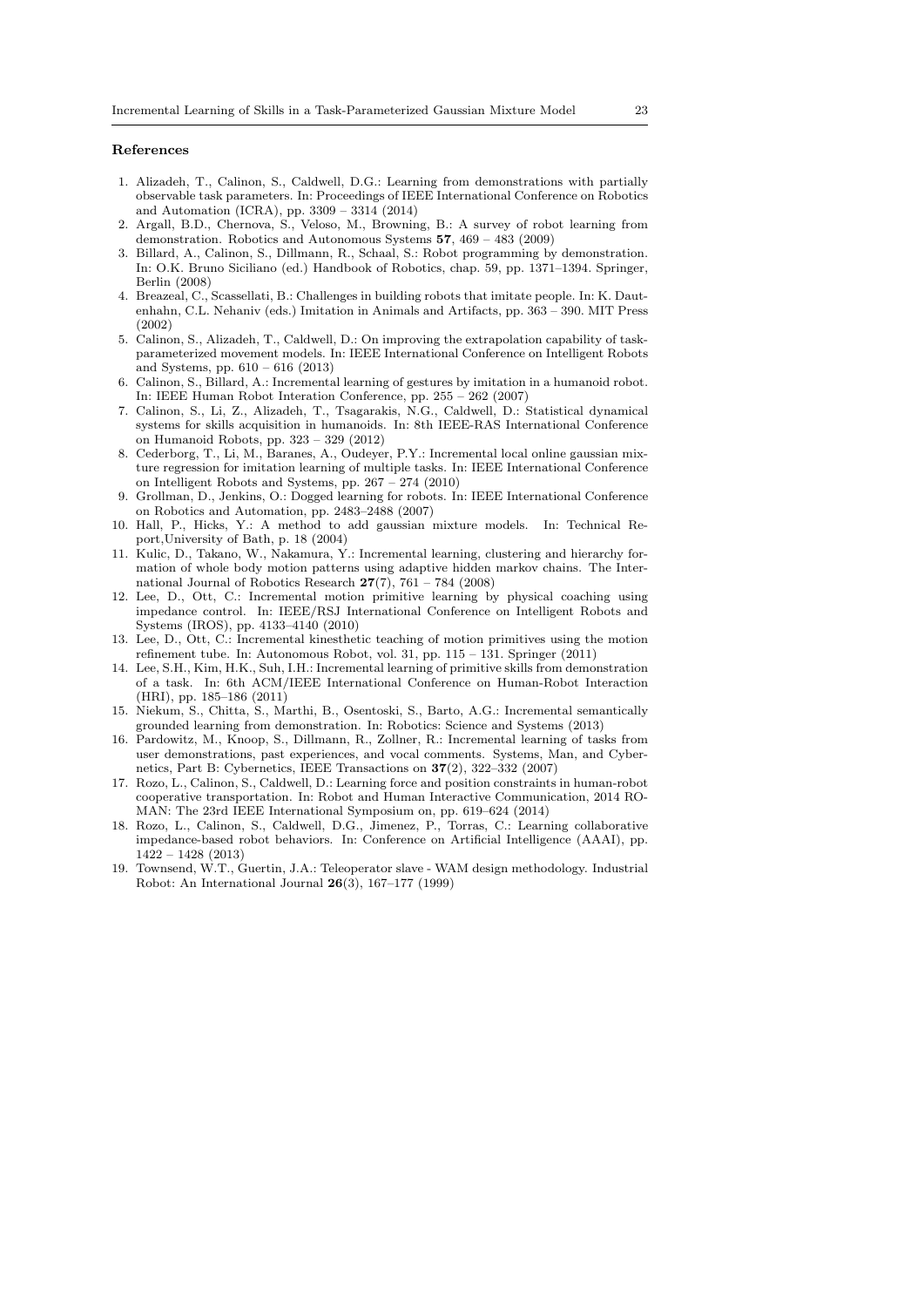### References

1. Alizadeh, T., Calinon, S., Caldwell, D.G.: Learning from demonstrations with partially observable task parameters. In: Proceedings of IEEE International Conference on Robotics and Automation (ICRA), pp. 3309 – 3314 (2014)
2. Argall, B.D., Chernova, S., Veloso, M., Browning, B.: A survey of robot learning from demonstration. Robotics and Autonomous Systems **57**, 469 – 483 (2009)
3. Billard, A., Calinon, S., Dillmann, R., Schaal, S.: Robot programming by demonstration. In: O.K. Bruno Siciliano (ed.) Handbook of Robotics, chap. 59, pp. 1371–1394. Springer, Berlin (2008)
4. Breazeal, C., Scassellati, B.: Challenges in building robots that imitate people. In: K. Dautenhahn, C.L. Nehaniv (eds.) Imitation in Animals and Artifacts, pp. 363 – 390. MIT Press (2002)
5. Calinon, S., Alizadeh, T., Caldwell, D.: On improving the extrapolation capability of task-parameterized movement models. In: IEEE International Conference on Intelligent Robots and Systems, pp. 610 – 616 (2013)
6. Calinon, S., Billard, A.: Incremental learning of gestures by imitation in a humanoid robot. In: IEEE Human Robot Interation Conference, pp. 255 – 262 (2007)
7. Calinon, S., Li, Z., Alizadeh, T., Tsagarakis, N.G., Caldwell, D.: Statistical dynamical systems for skills acquisition in humanoids. In: 8th IEEE-RAS International Conference on Humanoid Robots, pp. 323 – 329 (2012)
8. Cederborg, T., Li, M., Baranes, A., Oudeyer, P.Y.: Incremental local online gaussian mixture regression for imitation learning of multiple tasks. In: IEEE International Conference on Intelligent Robots and Systems, pp. 267 – 274 (2010)
9. Grollman, D., Jenkins, O.: Dogged learning for robots. In: IEEE International Conference on Robotics and Automation, pp. 2483–2488 (2007)
10. Hall, P., Hicks, Y.: A method to add gaussian mixture models. In: Technical Report,University of Bath, p. 18 (2004)
11. Kulic, D., Takano, W., Nakamura, Y.: Incremental learning, clustering and hierarchy formation of whole body motion patterns using adaptive hidden markov chains. The International Journal of Robotics Research **27**(7), 761 – 784 (2008)
12. Lee, D., Ott, C.: Incremental motion primitive learning by physical coaching using impedance control. In: IEEE/RSJ International Conference on Intelligent Robots and Systems (IROS), pp. 4133–4140 (2010)
13. Lee, D., Ott, C.: Incremental kinesthetic teaching of motion primitives using the motion refinement tube. In: Autonomous Robot, vol. 31, pp. 115 – 131. Springer (2011)
14. Lee, S.H., Kim, H.K., Suh, I.H.: Incremental learning of primitive skills from demonstration of a task. In: 6th ACM/IEEE International Conference on Human-Robot Interaction (HRI), pp. 185–186 (2011)
15. Niekum, S., Chitta, S., Marthi, B., Osentoski, S., Barto, A.G.: Incremental semantically grounded learning from demonstration. In: Robotics: Science and Systems (2013)
16. Pardowitz, M., Knoop, S., Dillmann, R., Zollner, R.: Incremental learning of tasks from user demonstrations, past experiences, and vocal comments. Systems, Man, and Cybernetics, Part B: Cybernetics, IEEE Transactions on **37**(2), 322–332 (2007)
17. Rozo, L., Calinon, S., Caldwell, D.: Learning force and position constraints in human-robot cooperative transportation. In: Robot and Human Interactive Communication, 2014 RO-MAN: The 23rd IEEE International Symposium on, pp. 619–624 (2014)
18. Rozo, L., Calinon, S., Caldwell, D.G., Jimenez, P., Torras, C.: Learning collaborative impedance-based robot behaviors. In: Conference on Artificial Intelligence (AAAI), pp. 1422 – 1428 (2013)
19. Townsend, W.T., Guertin, J.A.: Teleoperator slave - WAM design methodology. Industrial Robot: An International Journal **26**(3), 167–177 (1999)